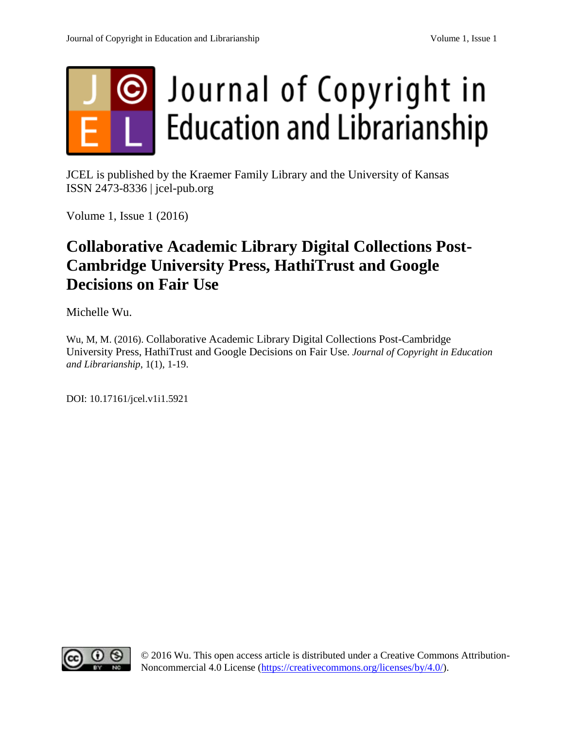# Journal of Copyright in Education and Librarianship

JCEL is published by the Kraemer Family Library and the University of Kansas
ISSN 2473-8336 | jcel-pub.org

Volume 1, Issue 1 (2016)

## Collaborative Academic Library Digital Collections Post-Cambridge University Press, HathiTrust and Google Decisions on Fair Use

Michelle Wu.

Wu, M, M. (2016). Collaborative Academic Library Digital Collections Post-Cambridge University Press, HathiTrust and Google Decisions on Fair Use. *Journal of Copyright in Education and Librarianship*, 1(1), 1-19.

DOI: 10.17161/jcel.v1i1.5921

© 2016 Wu. This open access article is distributed under a Creative Commons Attribution-Noncommercial 4.0 License (https://creativecommons.org/licenses/by/4.0/).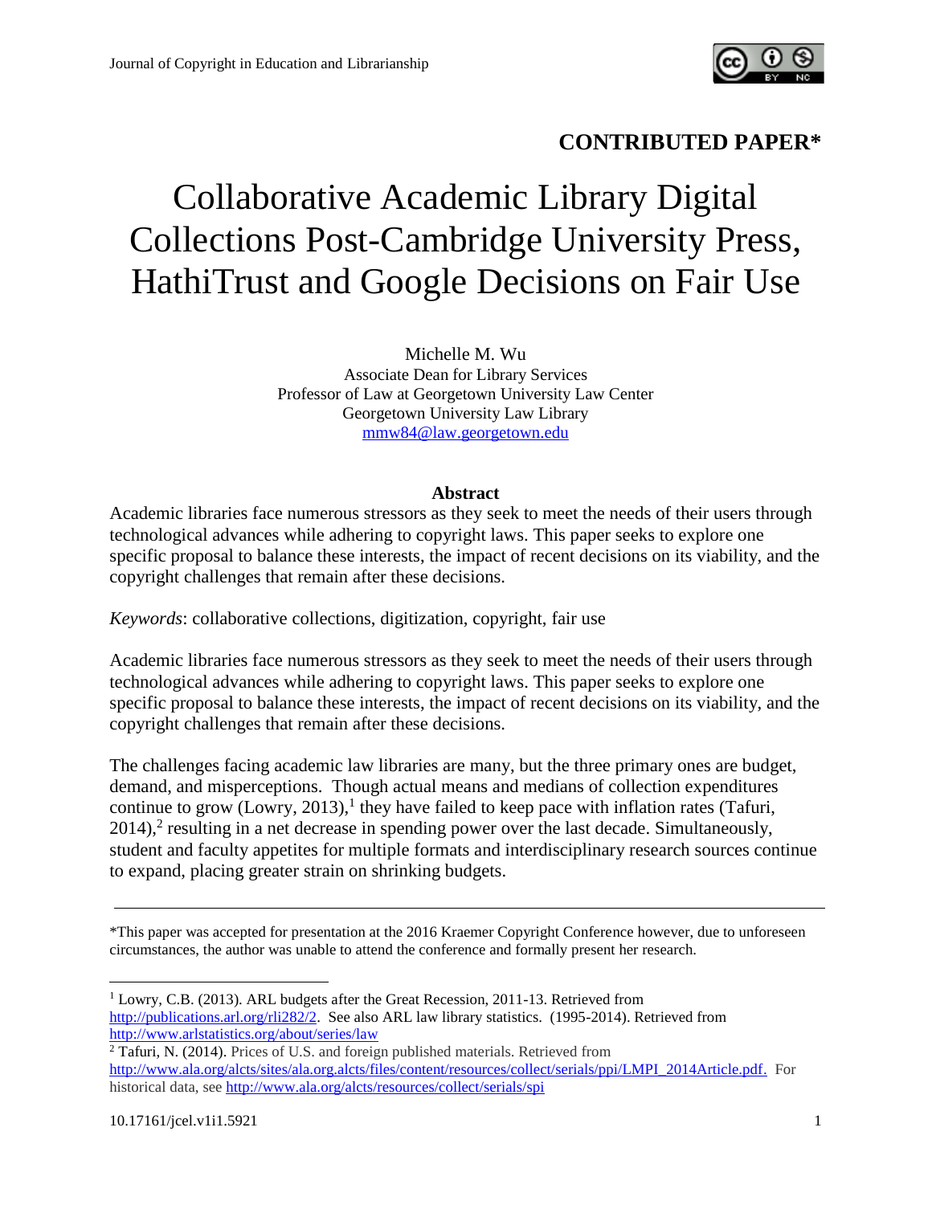**CONTRIBUTED PAPER***

# Collaborative Academic Library Digital Collections Post-Cambridge University Press, HathiTrust and Google Decisions on Fair Use

Michelle M. Wu
Associate Dean for Library Services
Professor of Law at Georgetown University Law Center
Georgetown University Law Library
mmw84@law.georgetown.edu

**Abstract**

Academic libraries face numerous stressors as they seek to meet the needs of their users through technological advances while adhering to copyright laws. This paper seeks to explore one specific proposal to balance these interests, the impact of recent decisions on its viability, and the copyright challenges that remain after these decisions.

*Keywords*: collaborative collections, digitization, copyright, fair use

Academic libraries face numerous stressors as they seek to meet the needs of their users through technological advances while adhering to copyright laws. This paper seeks to explore one specific proposal to balance these interests, the impact of recent decisions on its viability, and the copyright challenges that remain after these decisions.

The challenges facing academic law libraries are many, but the three primary ones are budget, demand, and misperceptions. Though actual means and medians of collection expenditures continue to grow (Lowry, 2013),[1] they have failed to keep pace with inflation rates (Tafuri, 2014),[2] resulting in a net decrease in spending power over the last decade. Simultaneously, student and faculty appetites for multiple formats and interdisciplinary research sources continue to expand, placing greater strain on shrinking budgets.

---

*This paper was accepted for presentation at the 2016 Kraemer Copyright Conference however, due to unforeseen circumstances, the author was unable to attend the conference and formally present her research.

[1] Lowry, C.B. (2013). ARL budgets after the Great Recession, 2011-13. Retrieved from http://publications.arl.org/rli282/2. See also ARL law library statistics. (1995-2014). Retrieved from http://www.arlstatistics.org/about/series/law

[2] Tafuri, N. (2014). Prices of U.S. and foreign published materials. Retrieved from http://www.ala.org/alcts/sites/ala.org.alcts/files/content/resources/collect/serials/ppi/LMPI_2014Article.pdf. For historical data, see http://www.ala.org/alcts/resources/collect/serials/spi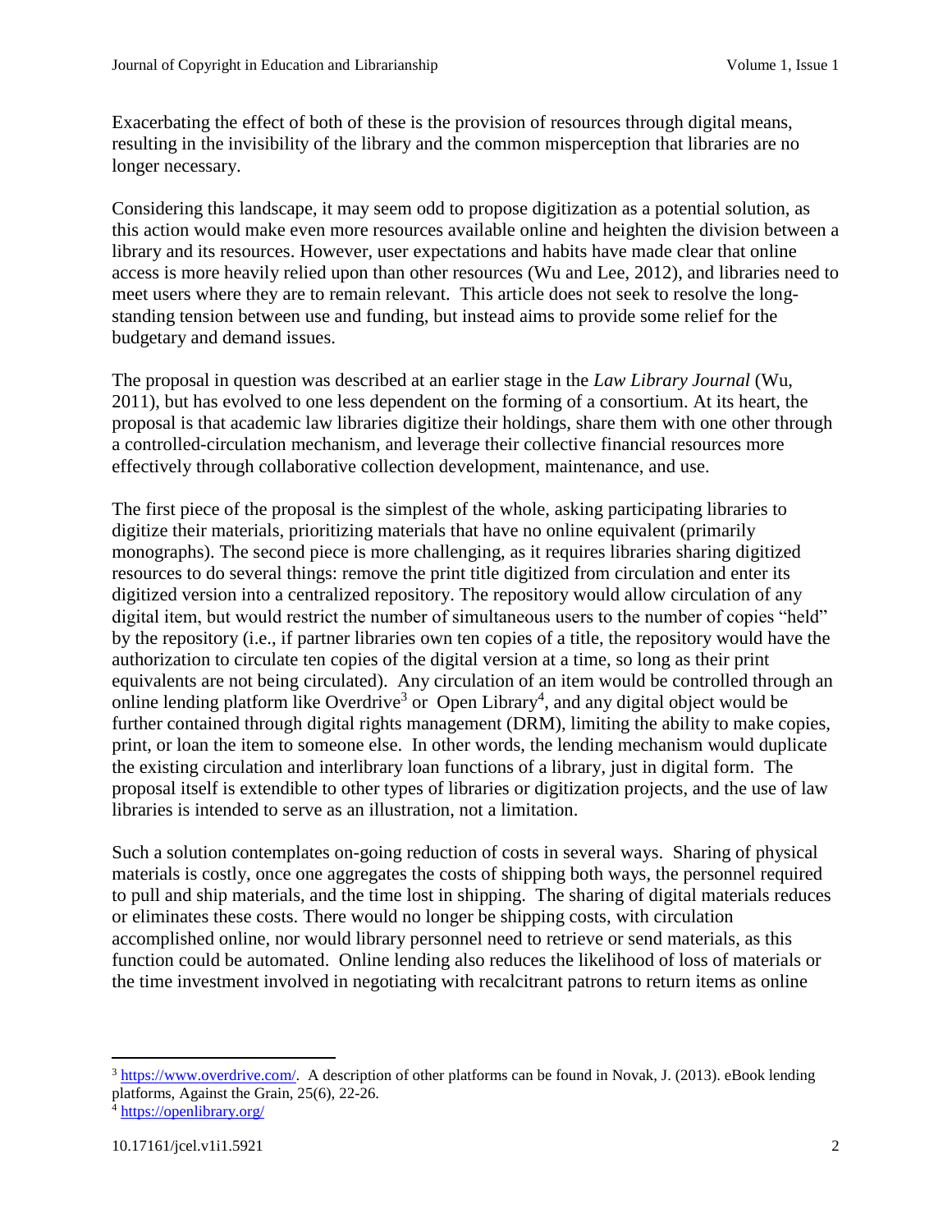Exacerbating the effect of both of these is the provision of resources through digital means, resulting in the invisibility of the library and the common misperception that libraries are no longer necessary.

Considering this landscape, it may seem odd to propose digitization as a potential solution, as this action would make even more resources available online and heighten the division between a library and its resources. However, user expectations and habits have made clear that online access is more heavily relied upon than other resources (Wu and Lee, 2012), and libraries need to meet users where they are to remain relevant. This article does not seek to resolve the long-standing tension between use and funding, but instead aims to provide some relief for the budgetary and demand issues.

The proposal in question was described at an earlier stage in the *Law Library Journal* (Wu, 2011), but has evolved to one less dependent on the forming of a consortium. At its heart, the proposal is that academic law libraries digitize their holdings, share them with one other through a controlled-circulation mechanism, and leverage their collective financial resources more effectively through collaborative collection development, maintenance, and use.

The first piece of the proposal is the simplest of the whole, asking participating libraries to digitize their materials, prioritizing materials that have no online equivalent (primarily monographs). The second piece is more challenging, as it requires libraries sharing digitized resources to do several things: remove the print title digitized from circulation and enter its digitized version into a centralized repository. The repository would allow circulation of any digital item, but would restrict the number of simultaneous users to the number of copies "held" by the repository (i.e., if partner libraries own ten copies of a title, the repository would have the authorization to circulate ten copies of the digital version at a time, so long as their print equivalents are not being circulated). Any circulation of an item would be controlled through an online lending platform like Overdrive[3] or Open Library[4], and any digital object would be further contained through digital rights management (DRM), limiting the ability to make copies, print, or loan the item to someone else. In other words, the lending mechanism would duplicate the existing circulation and interlibrary loan functions of a library, just in digital form. The proposal itself is extendible to other types of libraries or digitization projects, and the use of law libraries is intended to serve as an illustration, not a limitation.

Such a solution contemplates on-going reduction of costs in several ways. Sharing of physical materials is costly, once one aggregates the costs of shipping both ways, the personnel required to pull and ship materials, and the time lost in shipping. The sharing of digital materials reduces or eliminates these costs. There would no longer be shipping costs, with circulation accomplished online, nor would library personnel need to retrieve or send materials, as this function could be automated. Online lending also reduces the likelihood of loss of materials or the time investment involved in negotiating with recalcitrant patrons to return items as online

---

[3] https://www.overdrive.com/. A description of other platforms can be found in Novak, J. (2013). eBook lending platforms, Against the Grain, 25(6), 22-26.

[4] https://openlibrary.org/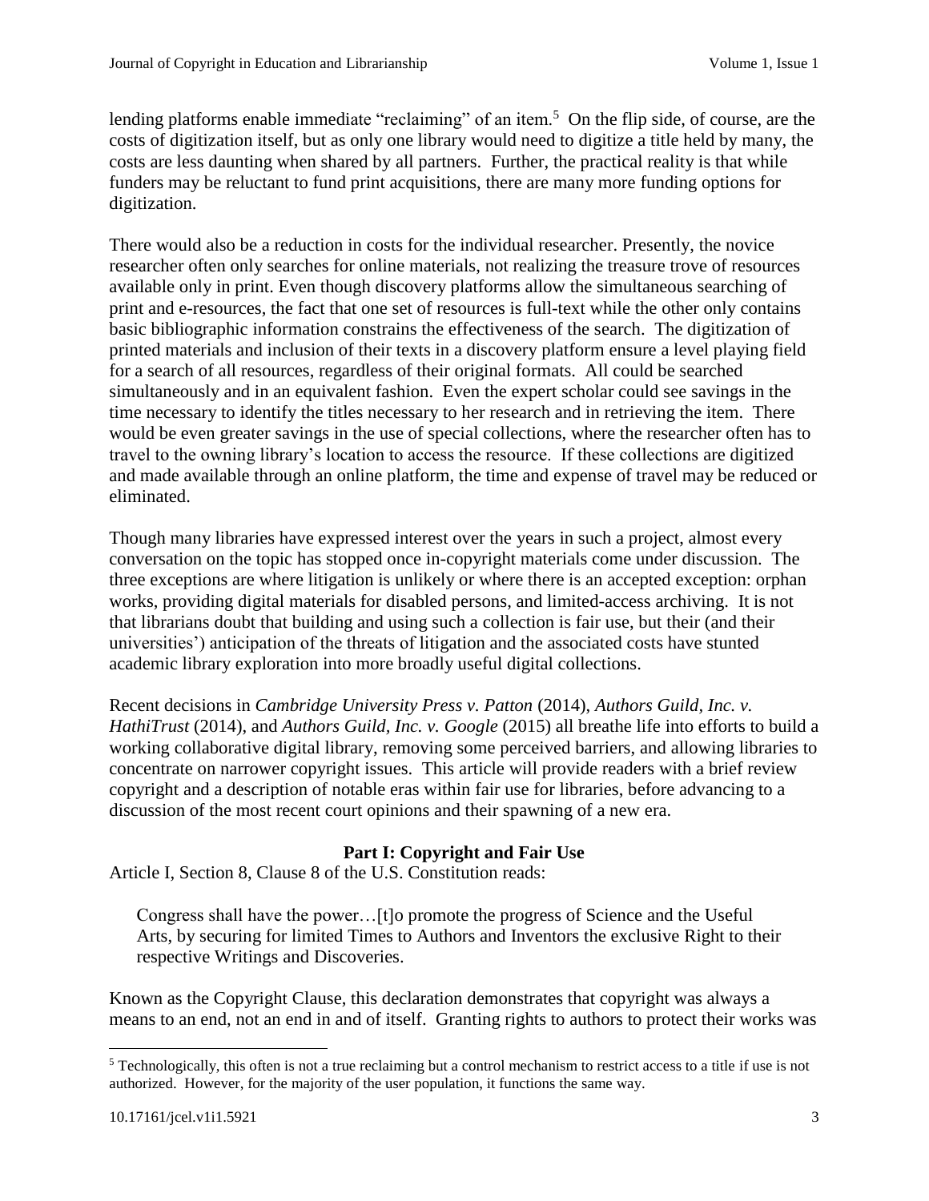lending platforms enable immediate "reclaiming" of an item.[5] On the flip side, of course, are the costs of digitization itself, but as only one library would need to digitize a title held by many, the costs are less daunting when shared by all partners. Further, the practical reality is that while funders may be reluctant to fund print acquisitions, there are many more funding options for digitization.

There would also be a reduction in costs for the individual researcher. Presently, the novice researcher often only searches for online materials, not realizing the treasure trove of resources available only in print. Even though discovery platforms allow the simultaneous searching of print and e-resources, the fact that one set of resources is full-text while the other only contains basic bibliographic information constrains the effectiveness of the search. The digitization of printed materials and inclusion of their texts in a discovery platform ensure a level playing field for a search of all resources, regardless of their original formats. All could be searched simultaneously and in an equivalent fashion. Even the expert scholar could see savings in the time necessary to identify the titles necessary to her research and in retrieving the item. There would be even greater savings in the use of special collections, where the researcher often has to travel to the owning library's location to access the resource. If these collections are digitized and made available through an online platform, the time and expense of travel may be reduced or eliminated.

Though many libraries have expressed interest over the years in such a project, almost every conversation on the topic has stopped once in-copyright materials come under discussion. The three exceptions are where litigation is unlikely or where there is an accepted exception: orphan works, providing digital materials for disabled persons, and limited-access archiving. It is not that librarians doubt that building and using such a collection is fair use, but their (and their universities') anticipation of the threats of litigation and the associated costs have stunted academic library exploration into more broadly useful digital collections.

Recent decisions in *Cambridge University Press v. Patton* (2014), *Authors Guild, Inc. v. HathiTrust* (2014), and *Authors Guild, Inc. v. Google* (2015) all breathe life into efforts to build a working collaborative digital library, removing some perceived barriers, and allowing libraries to concentrate on narrower copyright issues. This article will provide readers with a brief review copyright and a description of notable eras within fair use for libraries, before advancing to a discussion of the most recent court opinions and their spawning of a new era.

## Part I: Copyright and Fair Use

Article I, Section 8, Clause 8 of the U.S. Constitution reads:

> Congress shall have the power…[t]o promote the progress of Science and the Useful Arts, by securing for limited Times to Authors and Inventors the exclusive Right to their respective Writings and Discoveries.

Known as the Copyright Clause, this declaration demonstrates that copyright was always a means to an end, not an end in and of itself. Granting rights to authors to protect their works was

[5] Technologically, this often is not a true reclaiming but a control mechanism to restrict access to a title if use is not authorized. However, for the majority of the user population, it functions the same way.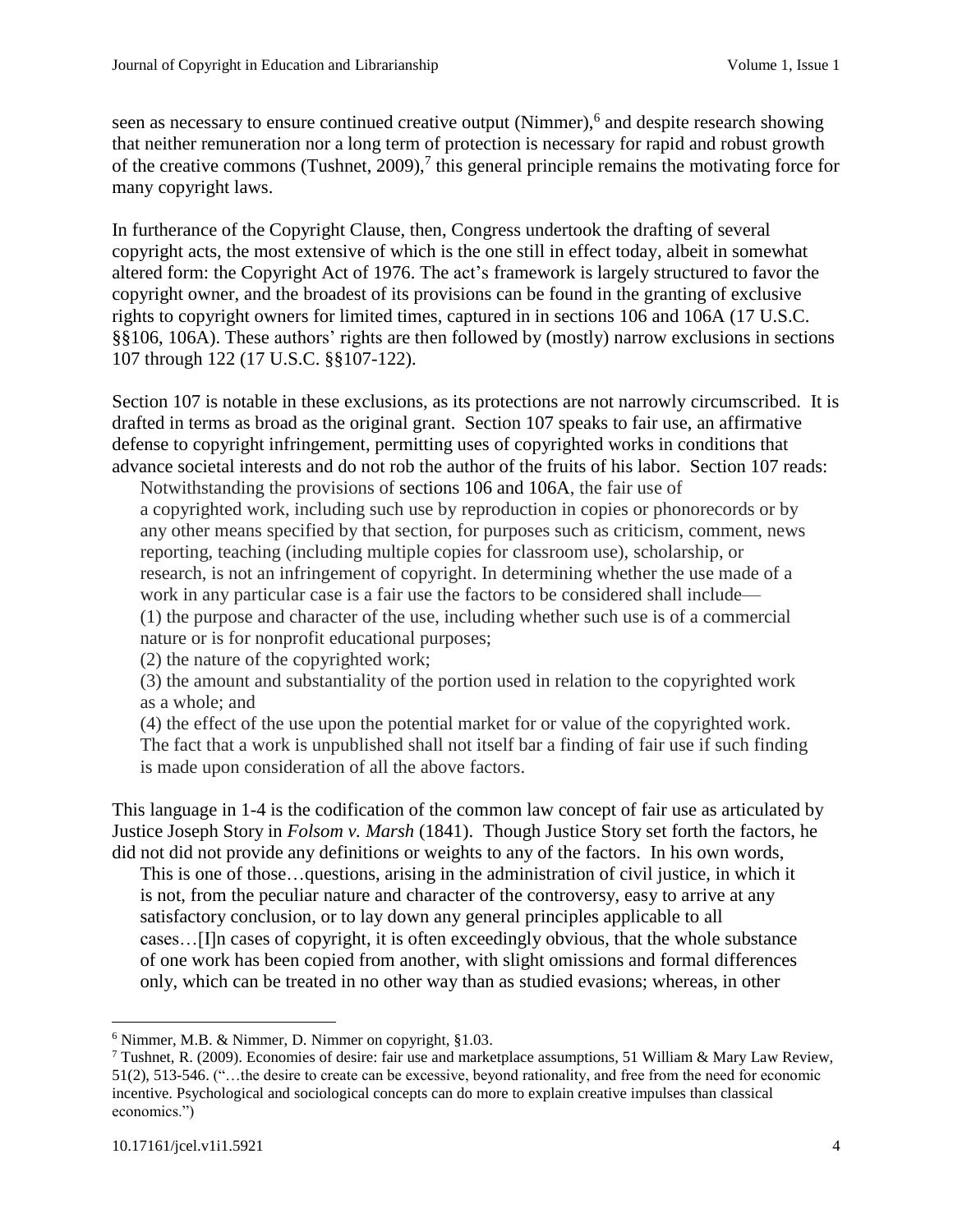seen as necessary to ensure continued creative output (Nimmer),[6] and despite research showing that neither remuneration nor a long term of protection is necessary for rapid and robust growth of the creative commons (Tushnet, 2009),[7] this general principle remains the motivating force for many copyright laws.

In furtherance of the Copyright Clause, then, Congress undertook the drafting of several copyright acts, the most extensive of which is the one still in effect today, albeit in somewhat altered form: the Copyright Act of 1976. The act's framework is largely structured to favor the copyright owner, and the broadest of its provisions can be found in the granting of exclusive rights to copyright owners for limited times, captured in in sections 106 and 106A (17 U.S.C. §§106, 106A). These authors' rights are then followed by (mostly) narrow exclusions in sections 107 through 122 (17 U.S.C. §§107-122).

Section 107 is notable in these exclusions, as its protections are not narrowly circumscribed. It is drafted in terms as broad as the original grant. Section 107 speaks to fair use, an affirmative defense to copyright infringement, permitting uses of copyrighted works in conditions that advance societal interests and do not rob the author of the fruits of his labor. Section 107 reads:

> Notwithstanding the provisions of sections 106 and 106A, the fair use of a copyrighted work, including such use by reproduction in copies or phonorecords or by any other means specified by that section, for purposes such as criticism, comment, news reporting, teaching (including multiple copies for classroom use), scholarship, or research, is not an infringement of copyright. In determining whether the use made of a work in any particular case is a fair use the factors to be considered shall include—
> (1) the purpose and character of the use, including whether such use is of a commercial nature or is for nonprofit educational purposes;
> (2) the nature of the copyrighted work;
> (3) the amount and substantiality of the portion used in relation to the copyrighted work as a whole; and
> (4) the effect of the use upon the potential market for or value of the copyrighted work.
> The fact that a work is unpublished shall not itself bar a finding of fair use if such finding is made upon consideration of all the above factors.

This language in 1-4 is the codification of the common law concept of fair use as articulated by Justice Joseph Story in *Folsom v. Marsh* (1841). Though Justice Story set forth the factors, he did not did not provide any definitions or weights to any of the factors. In his own words,

> This is one of those…questions, arising in the administration of civil justice, in which it is not, from the peculiar nature and character of the controversy, easy to arrive at any satisfactory conclusion, or to lay down any general principles applicable to all cases…[I]n cases of copyright, it is often exceedingly obvious, that the whole substance of one work has been copied from another, with slight omissions and formal differences only, which can be treated in no other way than as studied evasions; whereas, in other

---

[6] Nimmer, M.B. & Nimmer, D. Nimmer on copyright, §1.03.

[7] Tushnet, R. (2009). Economies of desire: fair use and marketplace assumptions, 51 William & Mary Law Review, 51(2), 513-546. ("…the desire to create can be excessive, beyond rationality, and free from the need for economic incentive. Psychological and sociological concepts can do more to explain creative impulses than classical economics.")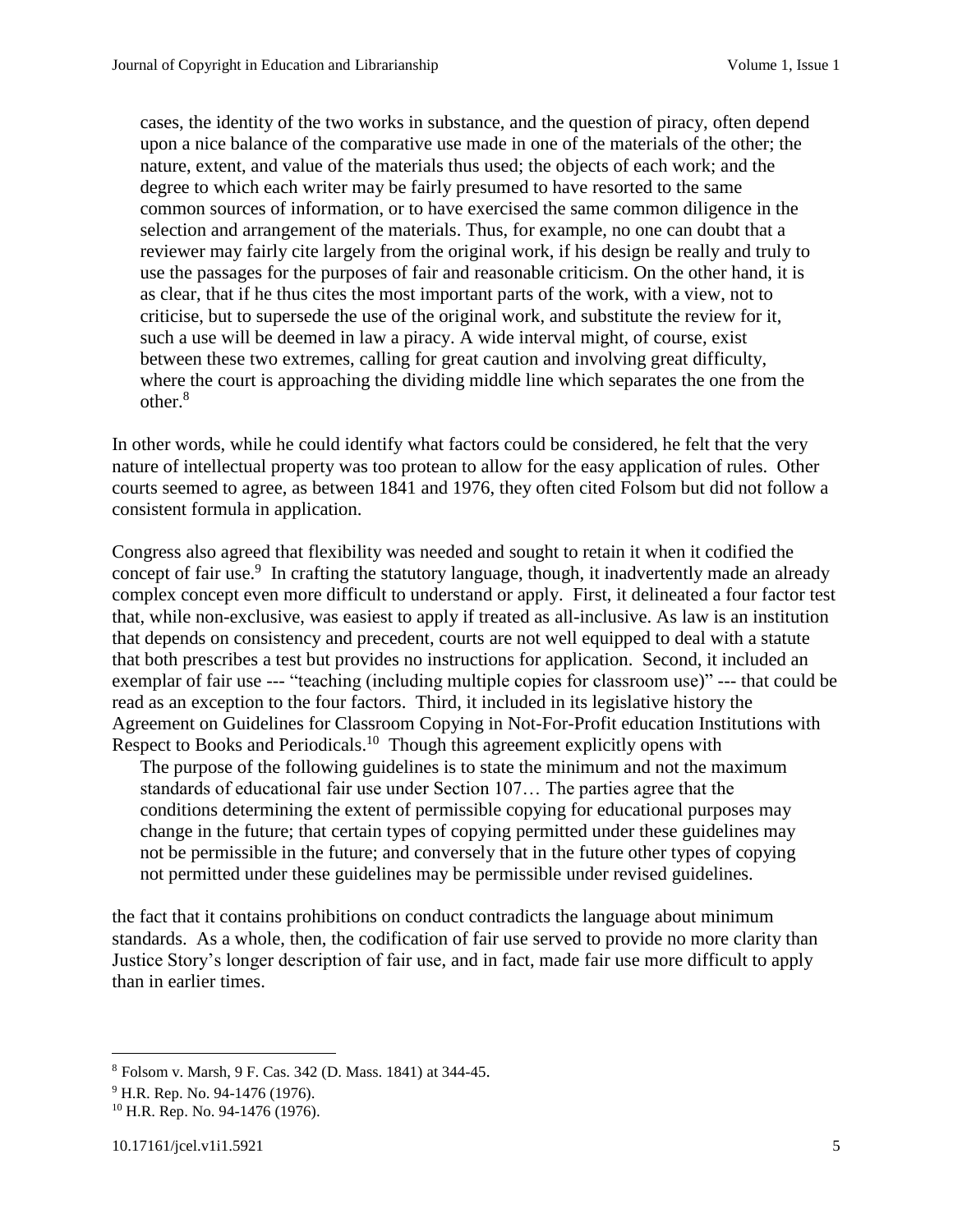> cases, the identity of the two works in substance, and the question of piracy, often depend upon a nice balance of the comparative use made in one of the materials of the other; the nature, extent, and value of the materials thus used; the objects of each work; and the degree to which each writer may be fairly presumed to have resorted to the same common sources of information, or to have exercised the same common diligence in the selection and arrangement of the materials. Thus, for example, no one can doubt that a reviewer may fairly cite largely from the original work, if his design be really and truly to use the passages for the purposes of fair and reasonable criticism. On the other hand, it is as clear, that if he thus cites the most important parts of the work, with a view, not to criticise, but to supersede the use of the original work, and substitute the review for it, such a use will be deemed in law a piracy. A wide interval might, of course, exist between these two extremes, calling for great caution and involving great difficulty, where the court is approaching the dividing middle line which separates the one from the other.[8]

In other words, while he could identify what factors could be considered, he felt that the very nature of intellectual property was too protean to allow for the easy application of rules. Other courts seemed to agree, as between 1841 and 1976, they often cited Folsom but did not follow a consistent formula in application.

Congress also agreed that flexibility was needed and sought to retain it when it codified the concept of fair use.[9] In crafting the statutory language, though, it inadvertently made an already complex concept even more difficult to understand or apply. First, it delineated a four factor test that, while non-exclusive, was easiest to apply if treated as all-inclusive. As law is an institution that depends on consistency and precedent, courts are not well equipped to deal with a statute that both prescribes a test but provides no instructions for application. Second, it included an exemplar of fair use --- "teaching (including multiple copies for classroom use)" --- that could be read as an exception to the four factors. Third, it included in its legislative history the Agreement on Guidelines for Classroom Copying in Not-For-Profit education Institutions with Respect to Books and Periodicals.[10] Though this agreement explicitly opens with

> The purpose of the following guidelines is to state the minimum and not the maximum standards of educational fair use under Section 107… The parties agree that the conditions determining the extent of permissible copying for educational purposes may change in the future; that certain types of copying permitted under these guidelines may not be permissible in the future; and conversely that in the future other types of copying not permitted under these guidelines may be permissible under revised guidelines.

the fact that it contains prohibitions on conduct contradicts the language about minimum standards. As a whole, then, the codification of fair use served to provide no more clarity than Justice Story's longer description of fair use, and in fact, made fair use more difficult to apply than in earlier times.

---

[8] Folsom v. Marsh, 9 F. Cas. 342 (D. Mass. 1841) at 344-45.

[9] H.R. Rep. No. 94-1476 (1976).

[10] H.R. Rep. No. 94-1476 (1976).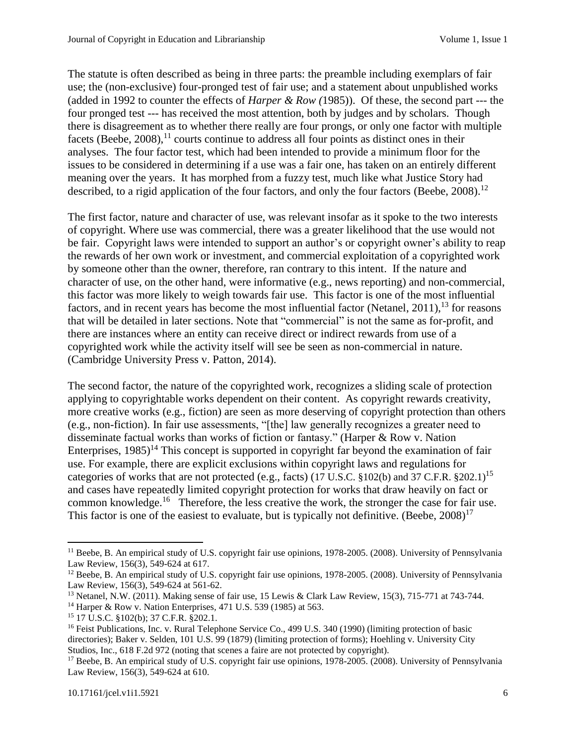The statute is often described as being in three parts: the preamble including exemplars of fair use; the (non-exclusive) four-pronged test of fair use; and a statement about unpublished works (added in 1992 to counter the effects of *Harper & Row (*1985)). Of these, the second part --- the four pronged test --- has received the most attention, both by judges and by scholars. Though there is disagreement as to whether there really are four prongs, or only one factor with multiple facets (Beebe, 2008),[11] courts continue to address all four points as distinct ones in their analyses. The four factor test, which had been intended to provide a minimum floor for the issues to be considered in determining if a use was a fair one, has taken on an entirely different meaning over the years. It has morphed from a fuzzy test, much like what Justice Story had described, to a rigid application of the four factors, and only the four factors (Beebe, 2008).[12]

The first factor, nature and character of use, was relevant insofar as it spoke to the two interests of copyright. Where use was commercial, there was a greater likelihood that the use would not be fair. Copyright laws were intended to support an author's or copyright owner's ability to reap the rewards of her own work or investment, and commercial exploitation of a copyrighted work by someone other than the owner, therefore, ran contrary to this intent. If the nature and character of use, on the other hand, were informative (e.g., news reporting) and non-commercial, this factor was more likely to weigh towards fair use. This factor is one of the most influential factors, and in recent years has become the most influential factor (Netanel, 2011),[13] for reasons that will be detailed in later sections. Note that "commercial" is not the same as for-profit, and there are instances where an entity can receive direct or indirect rewards from use of a copyrighted work while the activity itself will see be seen as non-commercial in nature. (Cambridge University Press v. Patton, 2014).

The second factor, the nature of the copyrighted work, recognizes a sliding scale of protection applying to copyrightable works dependent on their content. As copyright rewards creativity, more creative works (e.g., fiction) are seen as more deserving of copyright protection than others (e.g., non-fiction). In fair use assessments, "[the] law generally recognizes a greater need to disseminate factual works than works of fiction or fantasy." (Harper & Row v. Nation Enterprises, 1985)[14] This concept is supported in copyright far beyond the examination of fair use. For example, there are explicit exclusions within copyright laws and regulations for categories of works that are not protected (e.g., facts) (17 U.S.C. §102(b) and 37 C.F.R. §202.1)[15] and cases have repeatedly limited copyright protection for works that draw heavily on fact or common knowledge.[16] Therefore, the less creative the work, the stronger the case for fair use. This factor is one of the easiest to evaluate, but is typically not definitive. (Beebe, 2008)[17]

---

[11] Beebe, B. An empirical study of U.S. copyright fair use opinions, 1978-2005. (2008). University of Pennsylvania Law Review, 156(3), 549-624 at 617.

[12] Beebe, B. An empirical study of U.S. copyright fair use opinions, 1978-2005. (2008). University of Pennsylvania Law Review, 156(3), 549-624 at 561-62.

[13] Netanel, N.W. (2011). Making sense of fair use, 15 Lewis & Clark Law Review, 15(3), 715-771 at 743-744.

[14] Harper & Row v. Nation Enterprises, 471 U.S. 539 (1985) at 563.

[15] 17 U.S.C. §102(b); 37 C.F.R. §202.1.

[16] Feist Publications, Inc. v. Rural Telephone Service Co., 499 U.S. 340 (1990) (limiting protection of basic directories); Baker v. Selden, 101 U.S. 99 (1879) (limiting protection of forms); Hoehling v. University City Studios, Inc., 618 F.2d 972 (noting that scenes a faire are not protected by copyright).

[17] Beebe, B. An empirical study of U.S. copyright fair use opinions, 1978-2005. (2008). University of Pennsylvania Law Review, 156(3), 549-624 at 610.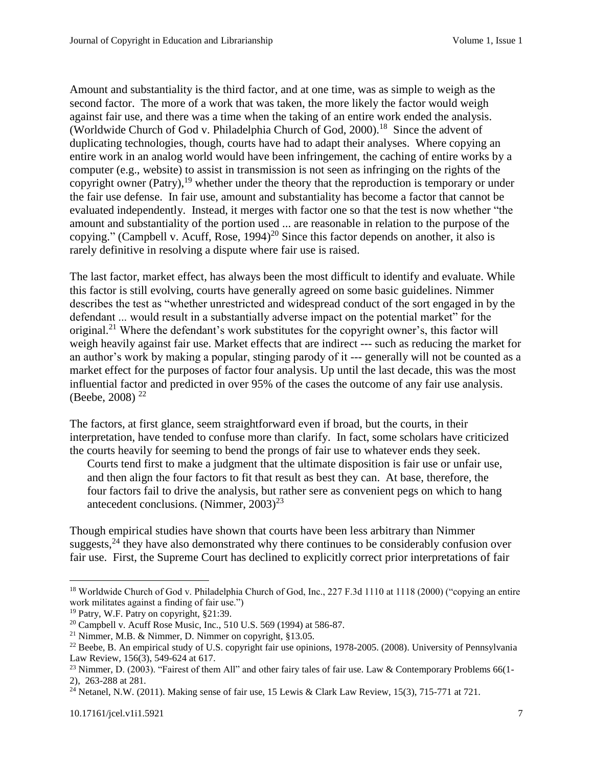Amount and substantiality is the third factor, and at one time, was as simple to weigh as the second factor. The more of a work that was taken, the more likely the factor would weigh against fair use, and there was a time when the taking of an entire work ended the analysis. (Worldwide Church of God v. Philadelphia Church of God, 2000).[18] Since the advent of duplicating technologies, though, courts have had to adapt their analyses. Where copying an entire work in an analog world would have been infringement, the caching of entire works by a computer (e.g., website) to assist in transmission is not seen as infringing on the rights of the copyright owner (Patry),[19] whether under the theory that the reproduction is temporary or under the fair use defense. In fair use, amount and substantiality has become a factor that cannot be evaluated independently. Instead, it merges with factor one so that the test is now whether "the amount and substantiality of the portion used ... are reasonable in relation to the purpose of the copying." (Campbell v. Acuff, Rose, 1994)[20] Since this factor depends on another, it also is rarely definitive in resolving a dispute where fair use is raised.

The last factor, market effect, has always been the most difficult to identify and evaluate. While this factor is still evolving, courts have generally agreed on some basic guidelines. Nimmer describes the test as "whether unrestricted and widespread conduct of the sort engaged in by the defendant ... would result in a substantially adverse impact on the potential market" for the original.[21] Where the defendant's work substitutes for the copyright owner's, this factor will weigh heavily against fair use. Market effects that are indirect --- such as reducing the market for an author's work by making a popular, stinging parody of it --- generally will not be counted as a market effect for the purposes of factor four analysis. Up until the last decade, this was the most influential factor and predicted in over 95% of the cases the outcome of any fair use analysis. (Beebe, 2008) [22]

The factors, at first glance, seem straightforward even if broad, but the courts, in their interpretation, have tended to confuse more than clarify. In fact, some scholars have criticized the courts heavily for seeming to bend the prongs of fair use to whatever ends they seek.

> Courts tend first to make a judgment that the ultimate disposition is fair use or unfair use, and then align the four factors to fit that result as best they can. At base, therefore, the four factors fail to drive the analysis, but rather sere as convenient pegs on which to hang antecedent conclusions. (Nimmer, 2003)[23]

Though empirical studies have shown that courts have been less arbitrary than Nimmer suggests,[24] they have also demonstrated why there continues to be considerably confusion over fair use. First, the Supreme Court has declined to explicitly correct prior interpretations of fair

---

[18] Worldwide Church of God v. Philadelphia Church of God, Inc., 227 F.3d 1110 at 1118 (2000) ("copying an entire work militates against a finding of fair use.")

[19] Patry, W.F. Patry on copyright, §21:39.

[20] Campbell v. Acuff Rose Music, Inc., 510 U.S. 569 (1994) at 586-87.

[21] Nimmer, M.B. & Nimmer, D. Nimmer on copyright, §13.05.

[22] Beebe, B. An empirical study of U.S. copyright fair use opinions, 1978-2005. (2008). University of Pennsylvania Law Review, 156(3), 549-624 at 617.

[23] Nimmer, D. (2003). "Fairest of them All" and other fairy tales of fair use. Law & Contemporary Problems 66(1-2), 263-288 at 281.

[24] Netanel, N.W. (2011). Making sense of fair use, 15 Lewis & Clark Law Review, 15(3), 715-771 at 721.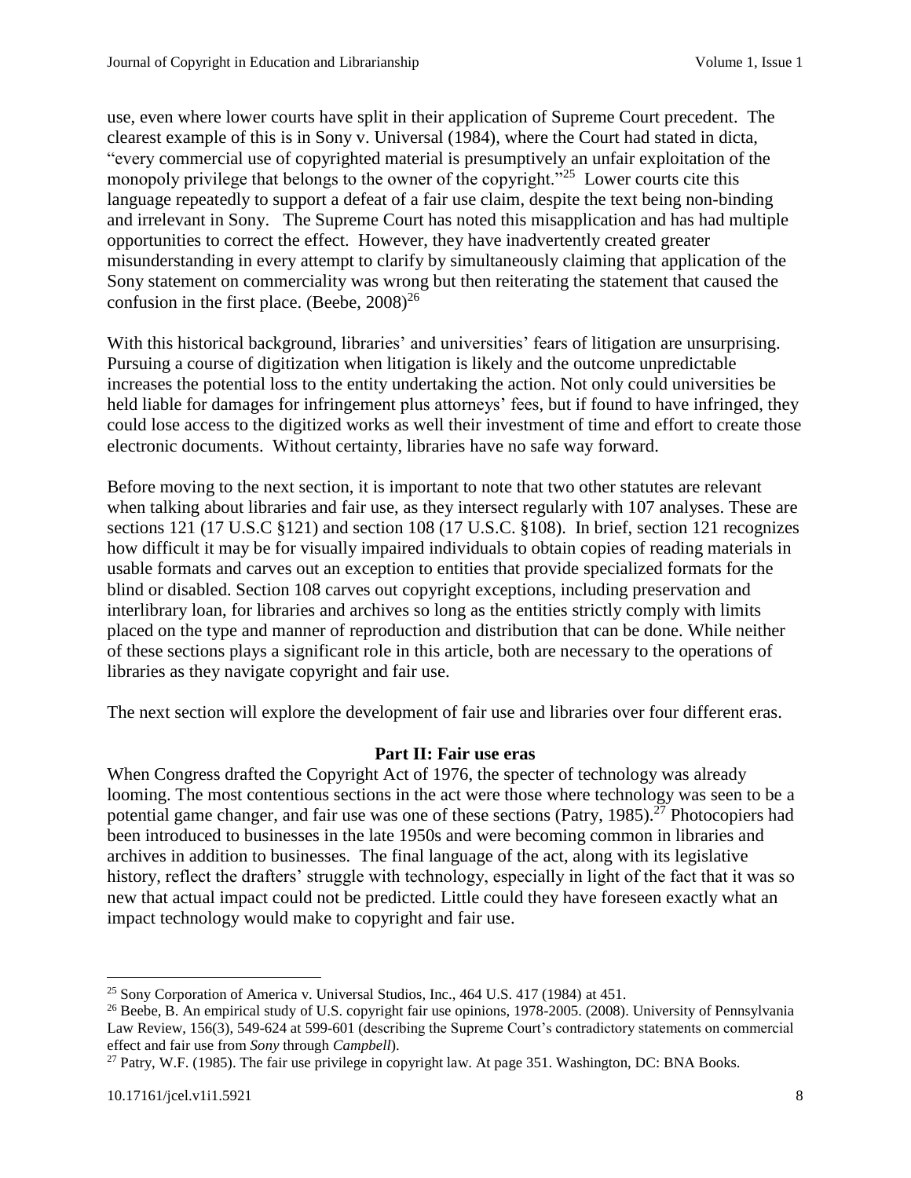use, even where lower courts have split in their application of Supreme Court precedent. The clearest example of this is in Sony v. Universal (1984), where the Court had stated in dicta, "every commercial use of copyrighted material is presumptively an unfair exploitation of the monopoly privilege that belongs to the owner of the copyright."[25] Lower courts cite this language repeatedly to support a defeat of a fair use claim, despite the text being non-binding and irrelevant in Sony. The Supreme Court has noted this misapplication and has had multiple opportunities to correct the effect. However, they have inadvertently created greater misunderstanding in every attempt to clarify by simultaneously claiming that application of the Sony statement on commerciality was wrong but then reiterating the statement that caused the confusion in the first place. (Beebe, 2008)[26]

With this historical background, libraries' and universities' fears of litigation are unsurprising. Pursuing a course of digitization when litigation is likely and the outcome unpredictable increases the potential loss to the entity undertaking the action. Not only could universities be held liable for damages for infringement plus attorneys' fees, but if found to have infringed, they could lose access to the digitized works as well their investment of time and effort to create those electronic documents. Without certainty, libraries have no safe way forward.

Before moving to the next section, it is important to note that two other statutes are relevant when talking about libraries and fair use, as they intersect regularly with 107 analyses. These are sections 121 (17 U.S.C §121) and section 108 (17 U.S.C. §108). In brief, section 121 recognizes how difficult it may be for visually impaired individuals to obtain copies of reading materials in usable formats and carves out an exception to entities that provide specialized formats for the blind or disabled. Section 108 carves out copyright exceptions, including preservation and interlibrary loan, for libraries and archives so long as the entities strictly comply with limits placed on the type and manner of reproduction and distribution that can be done. While neither of these sections plays a significant role in this article, both are necessary to the operations of libraries as they navigate copyright and fair use.

The next section will explore the development of fair use and libraries over four different eras.

## Part II: Fair use eras

When Congress drafted the Copyright Act of 1976, the specter of technology was already looming. The most contentious sections in the act were those where technology was seen to be a potential game changer, and fair use was one of these sections (Patry, 1985).[27] Photocopiers had been introduced to businesses in the late 1950s and were becoming common in libraries and archives in addition to businesses. The final language of the act, along with its legislative history, reflect the drafters' struggle with technology, especially in light of the fact that it was so new that actual impact could not be predicted. Little could they have foreseen exactly what an impact technology would make to copyright and fair use.

---

[25] Sony Corporation of America v. Universal Studios, Inc., 464 U.S. 417 (1984) at 451.

[26] Beebe, B. An empirical study of U.S. copyright fair use opinions, 1978-2005. (2008). University of Pennsylvania Law Review, 156(3), 549-624 at 599-601 (describing the Supreme Court's contradictory statements on commercial effect and fair use from *Sony* through *Campbell*).

[27] Patry, W.F. (1985). The fair use privilege in copyright law. At page 351. Washington, DC: BNA Books.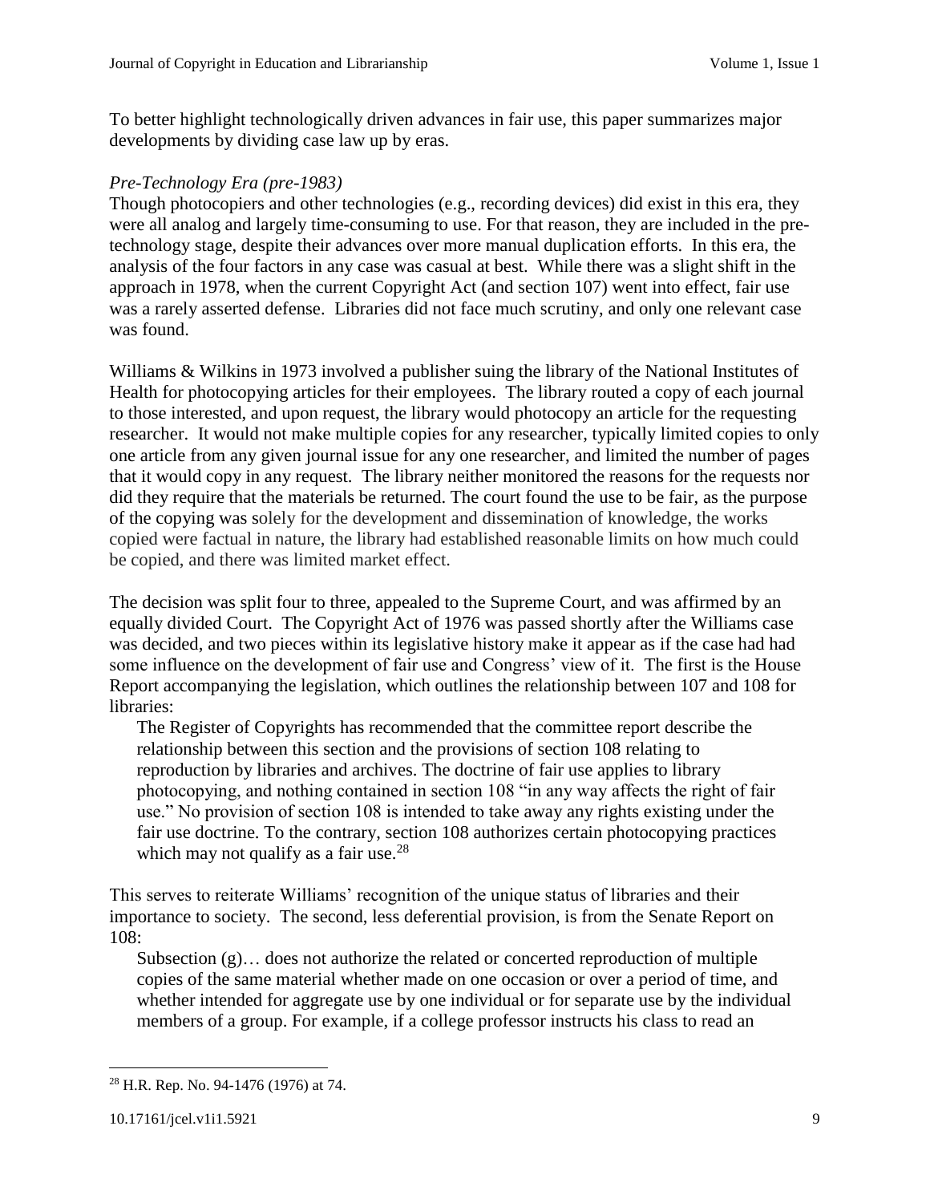To better highlight technologically driven advances in fair use, this paper summarizes major developments by dividing case law up by eras.

*Pre-Technology Era (pre-1983)*

Though photocopiers and other technologies (e.g., recording devices) did exist in this era, they were all analog and largely time-consuming to use. For that reason, they are included in the pre-technology stage, despite their advances over more manual duplication efforts. In this era, the analysis of the four factors in any case was casual at best. While there was a slight shift in the approach in 1978, when the current Copyright Act (and section 107) went into effect, fair use was a rarely asserted defense. Libraries did not face much scrutiny, and only one relevant case was found.

Williams & Wilkins in 1973 involved a publisher suing the library of the National Institutes of Health for photocopying articles for their employees. The library routed a copy of each journal to those interested, and upon request, the library would photocopy an article for the requesting researcher. It would not make multiple copies for any researcher, typically limited copies to only one article from any given journal issue for any one researcher, and limited the number of pages that it would copy in any request. The library neither monitored the reasons for the requests nor did they require that the materials be returned. The court found the use to be fair, as the purpose of the copying was solely for the development and dissemination of knowledge, the works copied were factual in nature, the library had established reasonable limits on how much could be copied, and there was limited market effect.

The decision was split four to three, appealed to the Supreme Court, and was affirmed by an equally divided Court. The Copyright Act of 1976 was passed shortly after the Williams case was decided, and two pieces within its legislative history make it appear as if the case had had some influence on the development of fair use and Congress' view of it. The first is the House Report accompanying the legislation, which outlines the relationship between 107 and 108 for libraries:

> The Register of Copyrights has recommended that the committee report describe the relationship between this section and the provisions of section 108 relating to reproduction by libraries and archives. The doctrine of fair use applies to library photocopying, and nothing contained in section 108 "in any way affects the right of fair use." No provision of section 108 is intended to take away any rights existing under the fair use doctrine. To the contrary, section 108 authorizes certain photocopying practices which may not qualify as a fair use.[28]

This serves to reiterate Williams' recognition of the unique status of libraries and their importance to society. The second, less deferential provision, is from the Senate Report on 108:

> Subsection (g)… does not authorize the related or concerted reproduction of multiple copies of the same material whether made on one occasion or over a period of time, and whether intended for aggregate use by one individual or for separate use by the individual members of a group. For example, if a college professor instructs his class to read an

[28] H.R. Rep. No. 94-1476 (1976) at 74.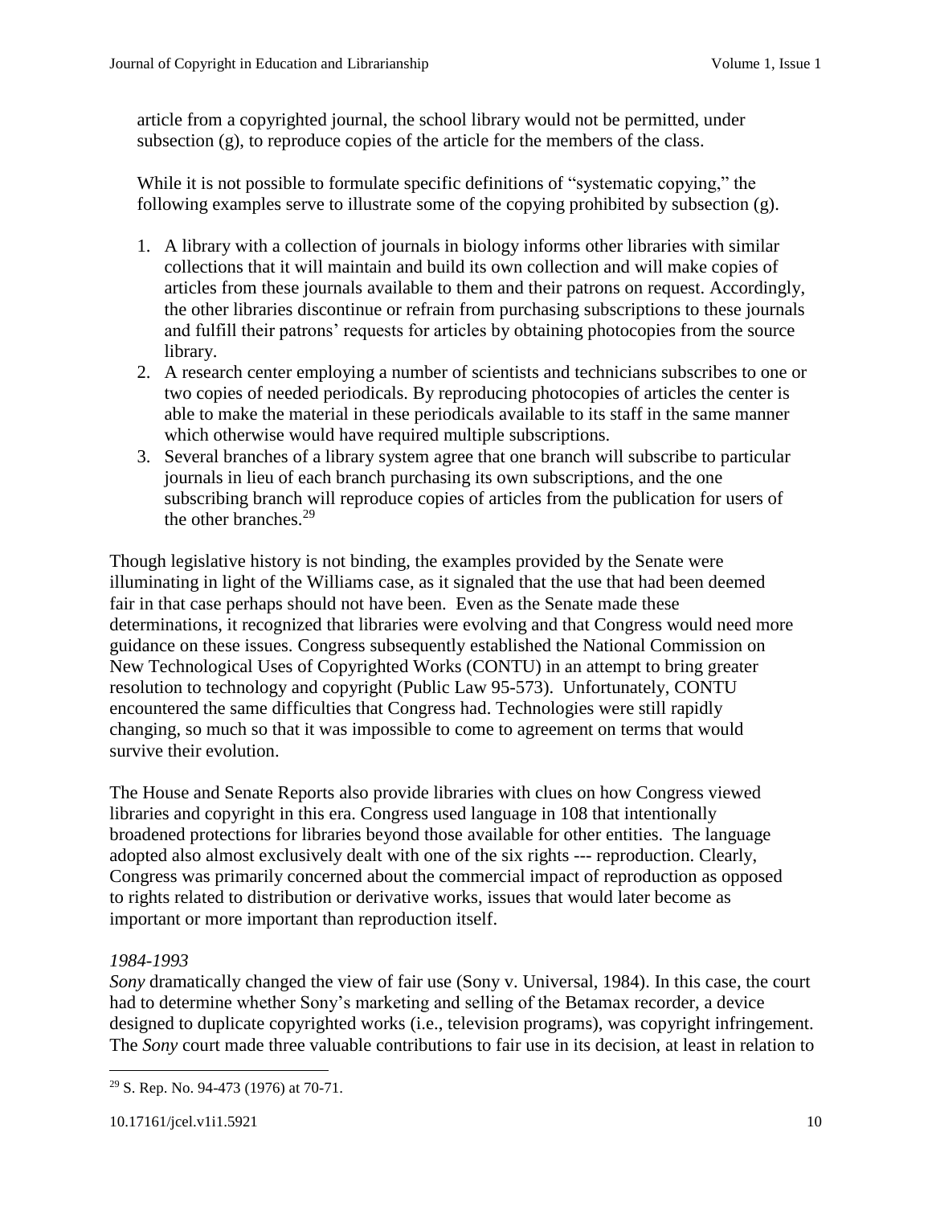article from a copyrighted journal, the school library would not be permitted, under subsection (g), to reproduce copies of the article for the members of the class.

While it is not possible to formulate specific definitions of "systematic copying," the following examples serve to illustrate some of the copying prohibited by subsection (g).

1. A library with a collection of journals in biology informs other libraries with similar collections that it will maintain and build its own collection and will make copies of articles from these journals available to them and their patrons on request. Accordingly, the other libraries discontinue or refrain from purchasing subscriptions to these journals and fulfill their patrons' requests for articles by obtaining photocopies from the source library.
2. A research center employing a number of scientists and technicians subscribes to one or two copies of needed periodicals. By reproducing photocopies of articles the center is able to make the material in these periodicals available to its staff in the same manner which otherwise would have required multiple subscriptions.
3. Several branches of a library system agree that one branch will subscribe to particular journals in lieu of each branch purchasing its own subscriptions, and the one subscribing branch will reproduce copies of articles from the publication for users of the other branches.[29]

Though legislative history is not binding, the examples provided by the Senate were illuminating in light of the Williams case, as it signaled that the use that had been deemed fair in that case perhaps should not have been. Even as the Senate made these determinations, it recognized that libraries were evolving and that Congress would need more guidance on these issues. Congress subsequently established the National Commission on New Technological Uses of Copyrighted Works (CONTU) in an attempt to bring greater resolution to technology and copyright (Public Law 95-573). Unfortunately, CONTU encountered the same difficulties that Congress had. Technologies were still rapidly changing, so much so that it was impossible to come to agreement on terms that would survive their evolution.

The House and Senate Reports also provide libraries with clues on how Congress viewed libraries and copyright in this era. Congress used language in 108 that intentionally broadened protections for libraries beyond those available for other entities. The language adopted also almost exclusively dealt with one of the six rights --- reproduction. Clearly, Congress was primarily concerned about the commercial impact of reproduction as opposed to rights related to distribution or derivative works, issues that would later become as important or more important than reproduction itself.

*1984-1993*

*Sony* dramatically changed the view of fair use (Sony v. Universal, 1984). In this case, the court had to determine whether Sony's marketing and selling of the Betamax recorder, a device designed to duplicate copyrighted works (i.e., television programs), was copyright infringement. The *Sony* court made three valuable contributions to fair use in its decision, at least in relation to

[29] S. Rep. No. 94-473 (1976) at 70-71.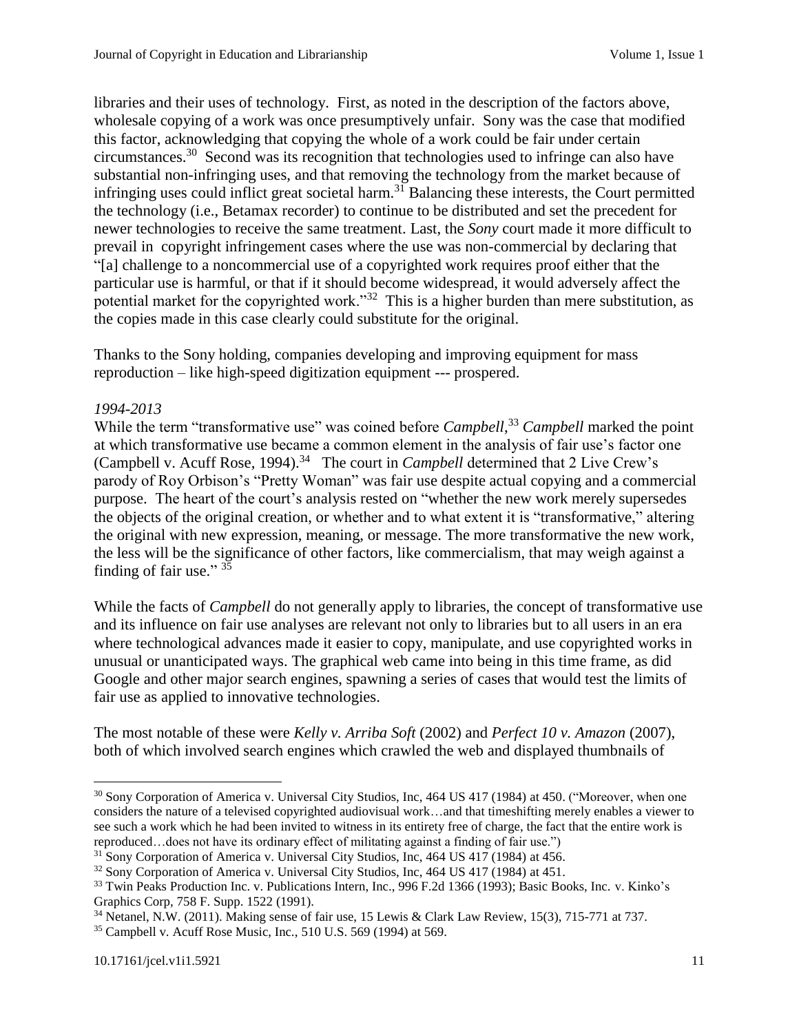libraries and their uses of technology. First, as noted in the description of the factors above, wholesale copying of a work was once presumptively unfair. Sony was the case that modified this factor, acknowledging that copying the whole of a work could be fair under certain circumstances.[30] Second was its recognition that technologies used to infringe can also have substantial non-infringing uses, and that removing the technology from the market because of infringing uses could inflict great societal harm.[31] Balancing these interests, the Court permitted the technology (i.e., Betamax recorder) to continue to be distributed and set the precedent for newer technologies to receive the same treatment. Last, the *Sony* court made it more difficult to prevail in copyright infringement cases where the use was non-commercial by declaring that "[a] challenge to a noncommercial use of a copyrighted work requires proof either that the particular use is harmful, or that if it should become widespread, it would adversely affect the potential market for the copyrighted work."[32] This is a higher burden than mere substitution, as the copies made in this case clearly could substitute for the original.

Thanks to the Sony holding, companies developing and improving equipment for mass reproduction – like high-speed digitization equipment --- prospered.

*1994-2013*

While the term "transformative use" was coined before *Campbell*,[33] *Campbell* marked the point at which transformative use became a common element in the analysis of fair use's factor one (Campbell v. Acuff Rose, 1994).[34] The court in *Campbell* determined that 2 Live Crew's parody of Roy Orbison's "Pretty Woman" was fair use despite actual copying and a commercial purpose. The heart of the court's analysis rested on "whether the new work merely supersedes the objects of the original creation, or whether and to what extent it is "transformative," altering the original with new expression, meaning, or message. The more transformative the new work, the less will be the significance of other factors, like commercialism, that may weigh against a finding of fair use." [35]

While the facts of *Campbell* do not generally apply to libraries, the concept of transformative use and its influence on fair use analyses are relevant not only to libraries but to all users in an era where technological advances made it easier to copy, manipulate, and use copyrighted works in unusual or unanticipated ways. The graphical web came into being in this time frame, as did Google and other major search engines, spawning a series of cases that would test the limits of fair use as applied to innovative technologies.

The most notable of these were *Kelly v. Arriba Soft* (2002) and *Perfect 10 v. Amazon* (2007), both of which involved search engines which crawled the web and displayed thumbnails of

---

[30] Sony Corporation of America v. Universal City Studios, Inc, 464 US 417 (1984) at 450. ("Moreover, when one considers the nature of a televised copyrighted audiovisual work…and that timeshifting merely enables a viewer to see such a work which he had been invited to witness in its entirety free of charge, the fact that the entire work is reproduced…does not have its ordinary effect of militating against a finding of fair use.")

[31] Sony Corporation of America v. Universal City Studios, Inc, 464 US 417 (1984) at 456.

[32] Sony Corporation of America v. Universal City Studios, Inc, 464 US 417 (1984) at 451.

[33] Twin Peaks Production Inc. v. Publications Intern, Inc., 996 F.2d 1366 (1993); Basic Books, Inc. v. Kinko's Graphics Corp, 758 F. Supp. 1522 (1991).

[34] Netanel, N.W. (2011). Making sense of fair use, 15 Lewis & Clark Law Review, 15(3), 715-771 at 737.

[35] Campbell v. Acuff Rose Music, Inc., 510 U.S. 569 (1994) at 569.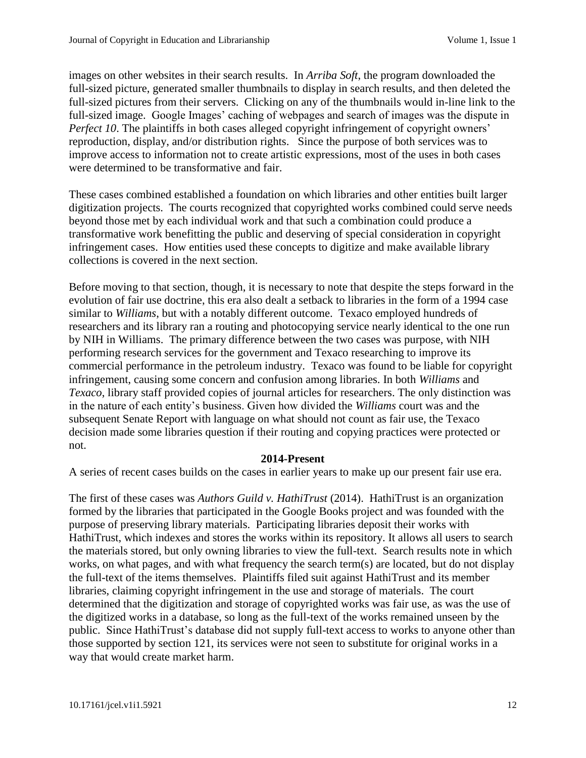images on other websites in their search results. In *Arriba Soft*, the program downloaded the full-sized picture, generated smaller thumbnails to display in search results, and then deleted the full-sized pictures from their servers. Clicking on any of the thumbnails would in-line link to the full-sized image. Google Images' caching of webpages and search of images was the dispute in *Perfect 10*. The plaintiffs in both cases alleged copyright infringement of copyright owners' reproduction, display, and/or distribution rights. Since the purpose of both services was to improve access to information not to create artistic expressions, most of the uses in both cases were determined to be transformative and fair.

These cases combined established a foundation on which libraries and other entities built larger digitization projects. The courts recognized that copyrighted works combined could serve needs beyond those met by each individual work and that such a combination could produce a transformative work benefitting the public and deserving of special consideration in copyright infringement cases. How entities used these concepts to digitize and make available library collections is covered in the next section.

Before moving to that section, though, it is necessary to note that despite the steps forward in the evolution of fair use doctrine, this era also dealt a setback to libraries in the form of a 1994 case similar to *Williams*, but with a notably different outcome. Texaco employed hundreds of researchers and its library ran a routing and photocopying service nearly identical to the one run by NIH in Williams. The primary difference between the two cases was purpose, with NIH performing research services for the government and Texaco researching to improve its commercial performance in the petroleum industry. Texaco was found to be liable for copyright infringement, causing some concern and confusion among libraries. In both *Williams* and *Texaco*, library staff provided copies of journal articles for researchers. The only distinction was in the nature of each entity's business. Given how divided the *Williams* court was and the subsequent Senate Report with language on what should not count as fair use, the Texaco decision made some libraries question if their routing and copying practices were protected or not.

### 2014-Present

A series of recent cases builds on the cases in earlier years to make up our present fair use era.

The first of these cases was *Authors Guild v. HathiTrust* (2014). HathiTrust is an organization formed by the libraries that participated in the Google Books project and was founded with the purpose of preserving library materials. Participating libraries deposit their works with HathiTrust, which indexes and stores the works within its repository. It allows all users to search the materials stored, but only owning libraries to view the full-text. Search results note in which works, on what pages, and with what frequency the search term(s) are located, but do not display the full-text of the items themselves. Plaintiffs filed suit against HathiTrust and its member libraries, claiming copyright infringement in the use and storage of materials. The court determined that the digitization and storage of copyrighted works was fair use, as was the use of the digitized works in a database, so long as the full-text of the works remained unseen by the public. Since HathiTrust's database did not supply full-text access to works to anyone other than those supported by section 121, its services were not seen to substitute for original works in a way that would create market harm.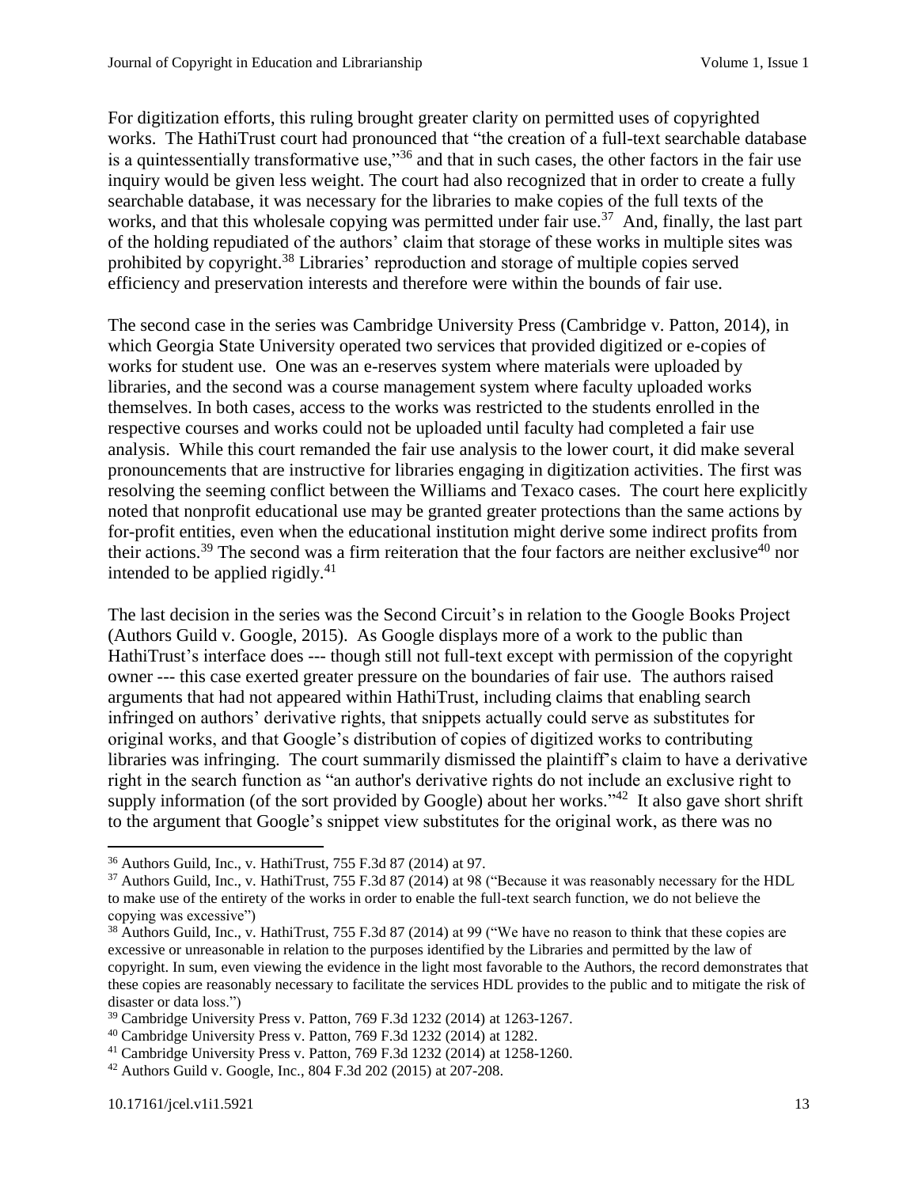For digitization efforts, this ruling brought greater clarity on permitted uses of copyrighted works. The HathiTrust court had pronounced that "the creation of a full-text searchable database is a quintessentially transformative use,"[36] and that in such cases, the other factors in the fair use inquiry would be given less weight. The court had also recognized that in order to create a fully searchable database, it was necessary for the libraries to make copies of the full texts of the works, and that this wholesale copying was permitted under fair use.[37] And, finally, the last part of the holding repudiated of the authors' claim that storage of these works in multiple sites was prohibited by copyright.[38] Libraries' reproduction and storage of multiple copies served efficiency and preservation interests and therefore were within the bounds of fair use.

The second case in the series was Cambridge University Press (Cambridge v. Patton, 2014), in which Georgia State University operated two services that provided digitized or e-copies of works for student use. One was an e-reserves system where materials were uploaded by libraries, and the second was a course management system where faculty uploaded works themselves. In both cases, access to the works was restricted to the students enrolled in the respective courses and works could not be uploaded until faculty had completed a fair use analysis. While this court remanded the fair use analysis to the lower court, it did make several pronouncements that are instructive for libraries engaging in digitization activities. The first was resolving the seeming conflict between the Williams and Texaco cases. The court here explicitly noted that nonprofit educational use may be granted greater protections than the same actions by for-profit entities, even when the educational institution might derive some indirect profits from their actions.[39] The second was a firm reiteration that the four factors are neither exclusive[40] nor intended to be applied rigidly.[41]

The last decision in the series was the Second Circuit's in relation to the Google Books Project (Authors Guild v. Google, 2015). As Google displays more of a work to the public than HathiTrust's interface does --- though still not full-text except with permission of the copyright owner --- this case exerted greater pressure on the boundaries of fair use. The authors raised arguments that had not appeared within HathiTrust, including claims that enabling search infringed on authors' derivative rights, that snippets actually could serve as substitutes for original works, and that Google's distribution of copies of digitized works to contributing libraries was infringing. The court summarily dismissed the plaintiff's claim to have a derivative right in the search function as "an author's derivative rights do not include an exclusive right to supply information (of the sort provided by Google) about her works."[42] It also gave short shrift to the argument that Google's snippet view substitutes for the original work, as there was no

---

[36] Authors Guild, Inc., v. HathiTrust, 755 F.3d 87 (2014) at 97.

[37] Authors Guild, Inc., v. HathiTrust, 755 F.3d 87 (2014) at 98 ("Because it was reasonably necessary for the HDL to make use of the entirety of the works in order to enable the full-text search function, we do not believe the copying was excessive")

[38] Authors Guild, Inc., v. HathiTrust, 755 F.3d 87 (2014) at 99 ("We have no reason to think that these copies are excessive or unreasonable in relation to the purposes identified by the Libraries and permitted by the law of copyright. In sum, even viewing the evidence in the light most favorable to the Authors, the record demonstrates that these copies are reasonably necessary to facilitate the services HDL provides to the public and to mitigate the risk of disaster or data loss.")

[39] Cambridge University Press v. Patton, 769 F.3d 1232 (2014) at 1263-1267.

[40] Cambridge University Press v. Patton, 769 F.3d 1232 (2014) at 1282.

[41] Cambridge University Press v. Patton, 769 F.3d 1232 (2014) at 1258-1260.

[42] Authors Guild v. Google, Inc., 804 F.3d 202 (2015) at 207-208.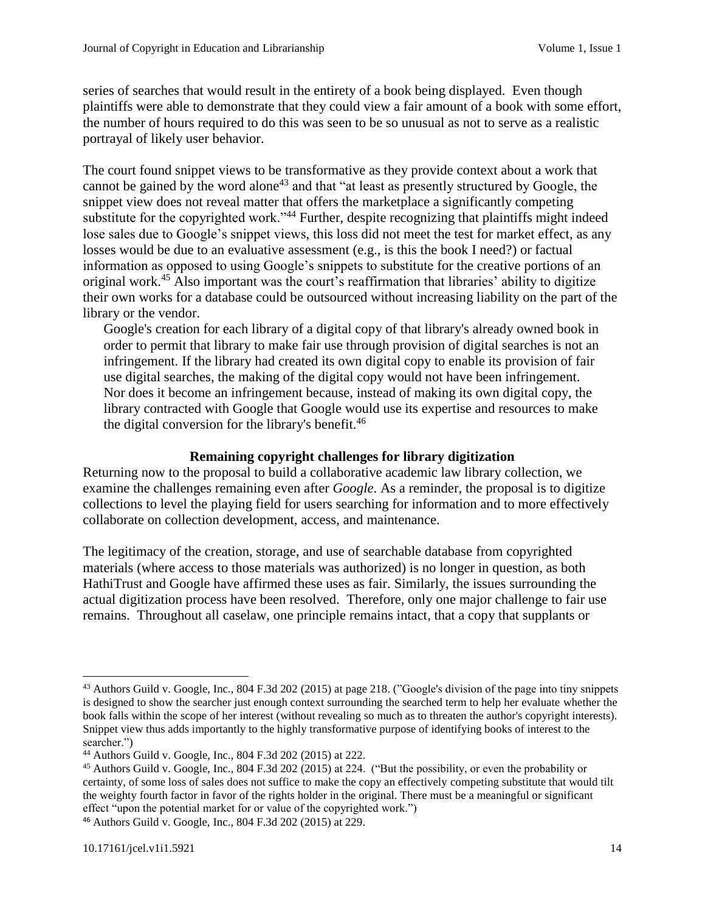series of searches that would result in the entirety of a book being displayed. Even though plaintiffs were able to demonstrate that they could view a fair amount of a book with some effort, the number of hours required to do this was seen to be so unusual as not to serve as a realistic portrayal of likely user behavior.

The court found snippet views to be transformative as they provide context about a work that cannot be gained by the word alone[43] and that "at least as presently structured by Google, the snippet view does not reveal matter that offers the marketplace a significantly competing substitute for the copyrighted work."[44] Further, despite recognizing that plaintiffs might indeed lose sales due to Google's snippet views, this loss did not meet the test for market effect, as any losses would be due to an evaluative assessment (e.g., is this the book I need?) or factual information as opposed to using Google's snippets to substitute for the creative portions of an original work.[45] Also important was the court's reaffirmation that libraries' ability to digitize their own works for a database could be outsourced without increasing liability on the part of the library or the vendor.

> Google's creation for each library of a digital copy of that library's already owned book in order to permit that library to make fair use through provision of digital searches is not an infringement. If the library had created its own digital copy to enable its provision of fair use digital searches, the making of the digital copy would not have been infringement. Nor does it become an infringement because, instead of making its own digital copy, the library contracted with Google that Google would use its expertise and resources to make the digital conversion for the library's benefit.[46]

**Remaining copyright challenges for library digitization**

Returning now to the proposal to build a collaborative academic law library collection, we examine the challenges remaining even after *Google*. As a reminder, the proposal is to digitize collections to level the playing field for users searching for information and to more effectively collaborate on collection development, access, and maintenance.

The legitimacy of the creation, storage, and use of searchable database from copyrighted materials (where access to those materials was authorized) is no longer in question, as both HathiTrust and Google have affirmed these uses as fair. Similarly, the issues surrounding the actual digitization process have been resolved. Therefore, only one major challenge to fair use remains. Throughout all caselaw, one principle remains intact, that a copy that supplants or

---

[43] Authors Guild v. Google, Inc., 804 F.3d 202 (2015) at page 218. ("Google's division of the page into tiny snippets is designed to show the searcher just enough context surrounding the searched term to help her evaluate whether the book falls within the scope of her interest (without revealing so much as to threaten the author's copyright interests). Snippet view thus adds importantly to the highly transformative purpose of identifying books of interest to the searcher.")

[44] Authors Guild v. Google, Inc., 804 F.3d 202 (2015) at 222.

[45] Authors Guild v. Google, Inc., 804 F.3d 202 (2015) at 224. ("But the possibility, or even the probability or certainty, of some loss of sales does not suffice to make the copy an effectively competing substitute that would tilt the weighty fourth factor in favor of the rights holder in the original. There must be a meaningful or significant effect "upon the potential market for or value of the copyrighted work.")

[46] Authors Guild v. Google, Inc., 804 F.3d 202 (2015) at 229.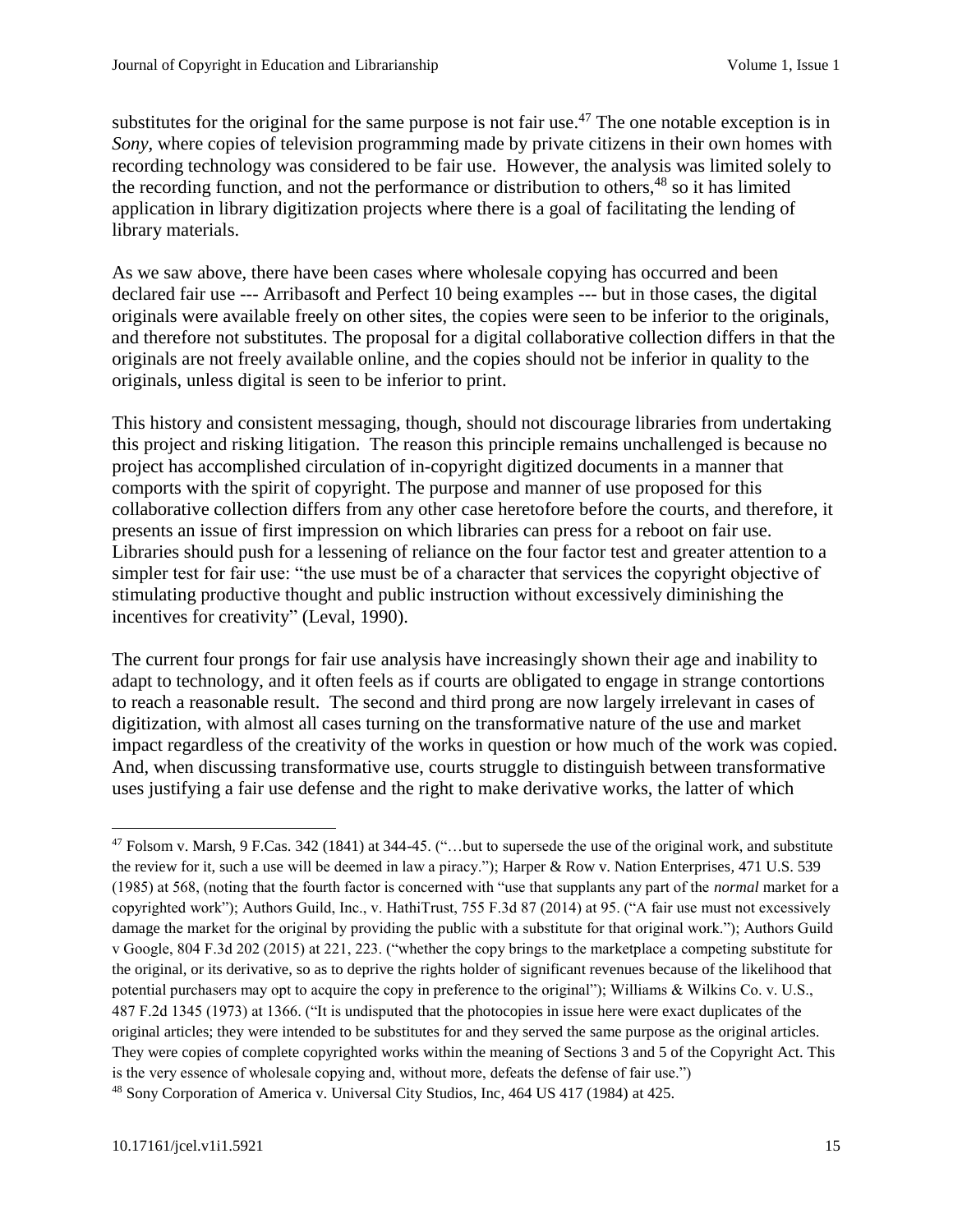substitutes for the original for the same purpose is not fair use.[47] The one notable exception is in *Sony*, where copies of television programming made by private citizens in their own homes with recording technology was considered to be fair use. However, the analysis was limited solely to the recording function, and not the performance or distribution to others,[48] so it has limited application in library digitization projects where there is a goal of facilitating the lending of library materials.

As we saw above, there have been cases where wholesale copying has occurred and been declared fair use --- Arribasoft and Perfect 10 being examples --- but in those cases, the digital originals were available freely on other sites, the copies were seen to be inferior to the originals, and therefore not substitutes. The proposal for a digital collaborative collection differs in that the originals are not freely available online, and the copies should not be inferior in quality to the originals, unless digital is seen to be inferior to print.

This history and consistent messaging, though, should not discourage libraries from undertaking this project and risking litigation. The reason this principle remains unchallenged is because no project has accomplished circulation of in-copyright digitized documents in a manner that comports with the spirit of copyright. The purpose and manner of use proposed for this collaborative collection differs from any other case heretofore before the courts, and therefore, it presents an issue of first impression on which libraries can press for a reboot on fair use. Libraries should push for a lessening of reliance on the four factor test and greater attention to a simpler test for fair use: "the use must be of a character that services the copyright objective of stimulating productive thought and public instruction without excessively diminishing the incentives for creativity" (Leval, 1990).

The current four prongs for fair use analysis have increasingly shown their age and inability to adapt to technology, and it often feels as if courts are obligated to engage in strange contortions to reach a reasonable result. The second and third prong are now largely irrelevant in cases of digitization, with almost all cases turning on the transformative nature of the use and market impact regardless of the creativity of the works in question or how much of the work was copied. And, when discussing transformative use, courts struggle to distinguish between transformative uses justifying a fair use defense and the right to make derivative works, the latter of which

---

[47] Folsom v. Marsh, 9 F.Cas. 342 (1841) at 344-45. ("…but to supersede the use of the original work, and substitute the review for it, such a use will be deemed in law a piracy."); Harper & Row v. Nation Enterprises, 471 U.S. 539 (1985) at 568, (noting that the fourth factor is concerned with "use that supplants any part of the *normal* market for a copyrighted work"); Authors Guild, Inc., v. HathiTrust, 755 F.3d 87 (2014) at 95. ("A fair use must not excessively damage the market for the original by providing the public with a substitute for that original work."); Authors Guild v Google, 804 F.3d 202 (2015) at 221, 223. ("whether the copy brings to the marketplace a competing substitute for the original, or its derivative, so as to deprive the rights holder of significant revenues because of the likelihood that potential purchasers may opt to acquire the copy in preference to the original"); Williams & Wilkins Co. v. U.S., 487 F.2d 1345 (1973) at 1366. ("It is undisputed that the photocopies in issue here were exact duplicates of the original articles; they were intended to be substitutes for and they served the same purpose as the original articles. They were copies of complete copyrighted works within the meaning of Sections 3 and 5 of the Copyright Act. This is the very essence of wholesale copying and, without more, defeats the defense of fair use.")

[48] Sony Corporation of America v. Universal City Studios, Inc, 464 US 417 (1984) at 425.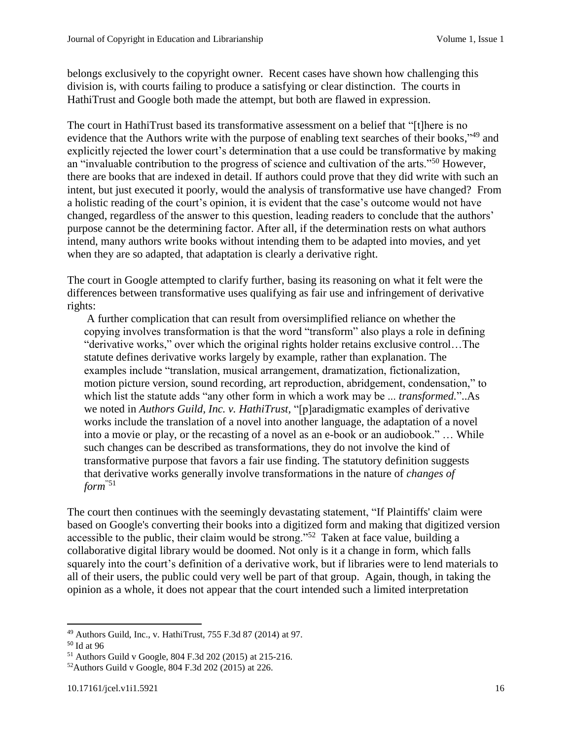belongs exclusively to the copyright owner. Recent cases have shown how challenging this division is, with courts failing to produce a satisfying or clear distinction. The courts in HathiTrust and Google both made the attempt, but both are flawed in expression.

The court in HathiTrust based its transformative assessment on a belief that "[t]here is no evidence that the Authors write with the purpose of enabling text searches of their books,"[49] and explicitly rejected the lower court's determination that a use could be transformative by making an "invaluable contribution to the progress of science and cultivation of the arts."[50] However, there are books that are indexed in detail. If authors could prove that they did write with such an intent, but just executed it poorly, would the analysis of transformative use have changed? From a holistic reading of the court's opinion, it is evident that the case's outcome would not have changed, regardless of the answer to this question, leading readers to conclude that the authors' purpose cannot be the determining factor. After all, if the determination rests on what authors intend, many authors write books without intending them to be adapted into movies, and yet when they are so adapted, that adaptation is clearly a derivative right.

The court in Google attempted to clarify further, basing its reasoning on what it felt were the differences between transformative uses qualifying as fair use and infringement of derivative rights:

> A further complication that can result from oversimplified reliance on whether the copying involves transformation is that the word "transform" also plays a role in defining "derivative works," over which the original rights holder retains exclusive control…The statute defines derivative works largely by example, rather than explanation. The examples include "translation, musical arrangement, dramatization, fictionalization, motion picture version, sound recording, art reproduction, abridgement, condensation," to which list the statute adds "any other form in which a work may be ... *transformed*."..As we noted in *Authors Guild, Inc. v. HathiTrust*, "[p]aradigmatic examples of derivative works include the translation of a novel into another language, the adaptation of a novel into a movie or play, or the recasting of a novel as an e-book or an audiobook." … While such changes can be described as transformations, they do not involve the kind of transformative purpose that favors a fair use finding. The statutory definition suggests that derivative works generally involve transformations in the nature of *changes of form*"[51]

The court then continues with the seemingly devastating statement, "If Plaintiffs' claim were based on Google's converting their books into a digitized form and making that digitized version accessible to the public, their claim would be strong."[52] Taken at face value, building a collaborative digital library would be doomed. Not only is it a change in form, which falls squarely into the court's definition of a derivative work, but if libraries were to lend materials to all of their users, the public could very well be part of that group. Again, though, in taking the opinion as a whole, it does not appear that the court intended such a limited interpretation

---

[49] Authors Guild, Inc., v. HathiTrust, 755 F.3d 87 (2014) at 97.

[50] Id at 96

[51] Authors Guild v Google, 804 F.3d 202 (2015) at 215-216.

[52] Authors Guild v Google, 804 F.3d 202 (2015) at 226.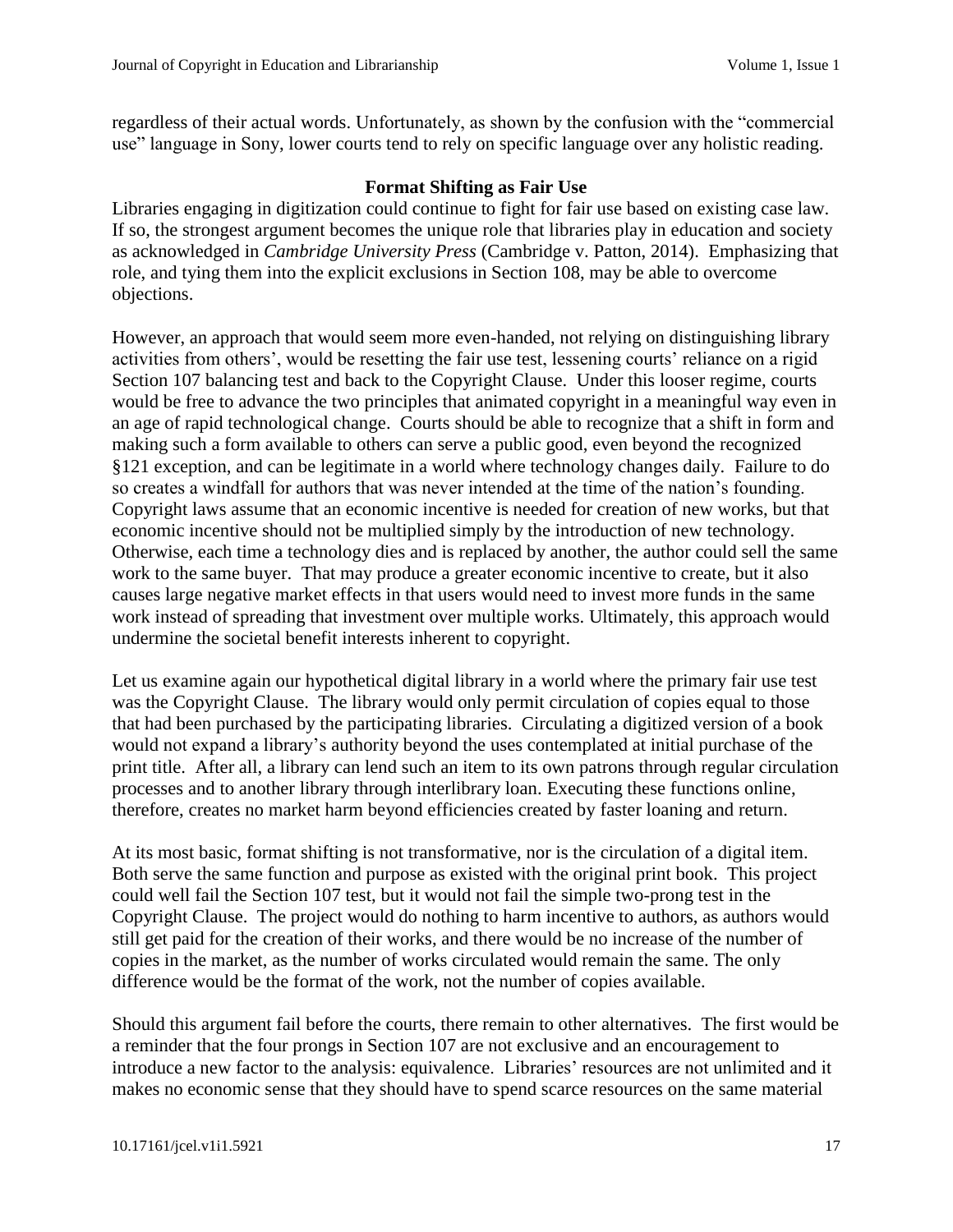regardless of their actual words. Unfortunately, as shown by the confusion with the "commercial use" language in Sony, lower courts tend to rely on specific language over any holistic reading.

## Format Shifting as Fair Use

Libraries engaging in digitization could continue to fight for fair use based on existing case law. If so, the strongest argument becomes the unique role that libraries play in education and society as acknowledged in *Cambridge University Press* (Cambridge v. Patton, 2014). Emphasizing that role, and tying them into the explicit exclusions in Section 108, may be able to overcome objections.

However, an approach that would seem more even-handed, not relying on distinguishing library activities from others', would be resetting the fair use test, lessening courts' reliance on a rigid Section 107 balancing test and back to the Copyright Clause. Under this looser regime, courts would be free to advance the two principles that animated copyright in a meaningful way even in an age of rapid technological change. Courts should be able to recognize that a shift in form and making such a form available to others can serve a public good, even beyond the recognized §121 exception, and can be legitimate in a world where technology changes daily. Failure to do so creates a windfall for authors that was never intended at the time of the nation's founding. Copyright laws assume that an economic incentive is needed for creation of new works, but that economic incentive should not be multiplied simply by the introduction of new technology. Otherwise, each time a technology dies and is replaced by another, the author could sell the same work to the same buyer. That may produce a greater economic incentive to create, but it also causes large negative market effects in that users would need to invest more funds in the same work instead of spreading that investment over multiple works. Ultimately, this approach would undermine the societal benefit interests inherent to copyright.

Let us examine again our hypothetical digital library in a world where the primary fair use test was the Copyright Clause. The library would only permit circulation of copies equal to those that had been purchased by the participating libraries. Circulating a digitized version of a book would not expand a library's authority beyond the uses contemplated at initial purchase of the print title. After all, a library can lend such an item to its own patrons through regular circulation processes and to another library through interlibrary loan. Executing these functions online, therefore, creates no market harm beyond efficiencies created by faster loaning and return.

At its most basic, format shifting is not transformative, nor is the circulation of a digital item. Both serve the same function and purpose as existed with the original print book. This project could well fail the Section 107 test, but it would not fail the simple two-prong test in the Copyright Clause. The project would do nothing to harm incentive to authors, as authors would still get paid for the creation of their works, and there would be no increase of the number of copies in the market, as the number of works circulated would remain the same. The only difference would be the format of the work, not the number of copies available.

Should this argument fail before the courts, there remain to other alternatives. The first would be a reminder that the four prongs in Section 107 are not exclusive and an encouragement to introduce a new factor to the analysis: equivalence. Libraries' resources are not unlimited and it makes no economic sense that they should have to spend scarce resources on the same material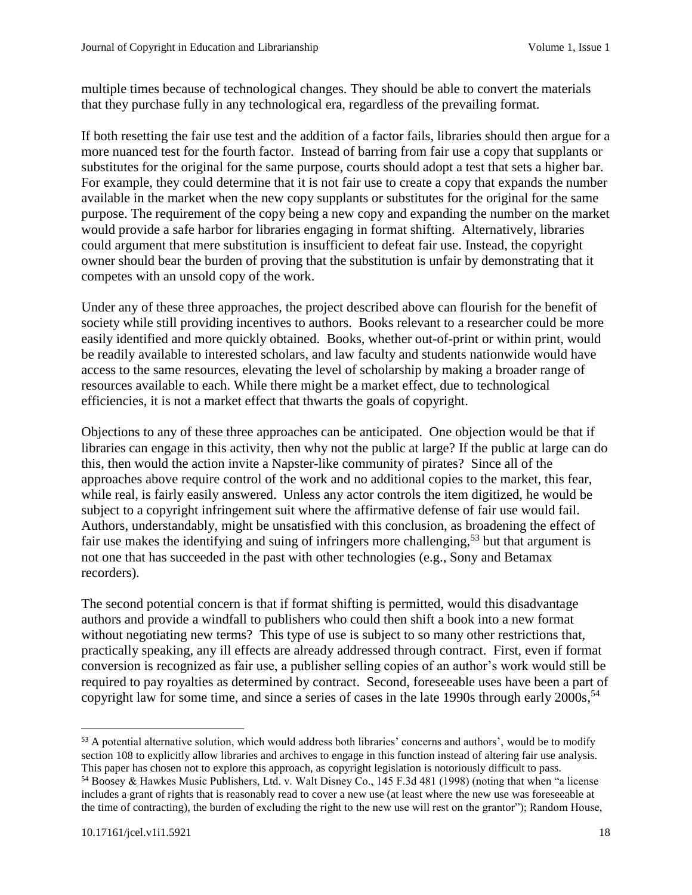multiple times because of technological changes. They should be able to convert the materials that they purchase fully in any technological era, regardless of the prevailing format.

If both resetting the fair use test and the addition of a factor fails, libraries should then argue for a more nuanced test for the fourth factor. Instead of barring from fair use a copy that supplants or substitutes for the original for the same purpose, courts should adopt a test that sets a higher bar. For example, they could determine that it is not fair use to create a copy that expands the number available in the market when the new copy supplants or substitutes for the original for the same purpose. The requirement of the copy being a new copy and expanding the number on the market would provide a safe harbor for libraries engaging in format shifting. Alternatively, libraries could argument that mere substitution is insufficient to defeat fair use. Instead, the copyright owner should bear the burden of proving that the substitution is unfair by demonstrating that it competes with an unsold copy of the work.

Under any of these three approaches, the project described above can flourish for the benefit of society while still providing incentives to authors. Books relevant to a researcher could be more easily identified and more quickly obtained. Books, whether out-of-print or within print, would be readily available to interested scholars, and law faculty and students nationwide would have access to the same resources, elevating the level of scholarship by making a broader range of resources available to each. While there might be a market effect, due to technological efficiencies, it is not a market effect that thwarts the goals of copyright.

Objections to any of these three approaches can be anticipated. One objection would be that if libraries can engage in this activity, then why not the public at large? If the public at large can do this, then would the action invite a Napster-like community of pirates? Since all of the approaches above require control of the work and no additional copies to the market, this fear, while real, is fairly easily answered. Unless any actor controls the item digitized, he would be subject to a copyright infringement suit where the affirmative defense of fair use would fail. Authors, understandably, might be unsatisfied with this conclusion, as broadening the effect of fair use makes the identifying and suing of infringers more challenging,[53] but that argument is not one that has succeeded in the past with other technologies (e.g., Sony and Betamax recorders).

The second potential concern is that if format shifting is permitted, would this disadvantage authors and provide a windfall to publishers who could then shift a book into a new format without negotiating new terms? This type of use is subject to so many other restrictions that, practically speaking, any ill effects are already addressed through contract. First, even if format conversion is recognized as fair use, a publisher selling copies of an author's work would still be required to pay royalties as determined by contract. Second, foreseeable uses have been a part of copyright law for some time, and since a series of cases in the late 1990s through early 2000s,[54]

---

[53] A potential alternative solution, which would address both libraries' concerns and authors', would be to modify section 108 to explicitly allow libraries and archives to engage in this function instead of altering fair use analysis. This paper has chosen not to explore this approach, as copyright legislation is notoriously difficult to pass.

[54] Boosey & Hawkes Music Publishers, Ltd. v. Walt Disney Co., 145 F.3d 481 (1998) (noting that when "a license includes a grant of rights that is reasonably read to cover a new use (at least where the new use was foreseeable at the time of contracting), the burden of excluding the right to the new use will rest on the grantor"); Random House,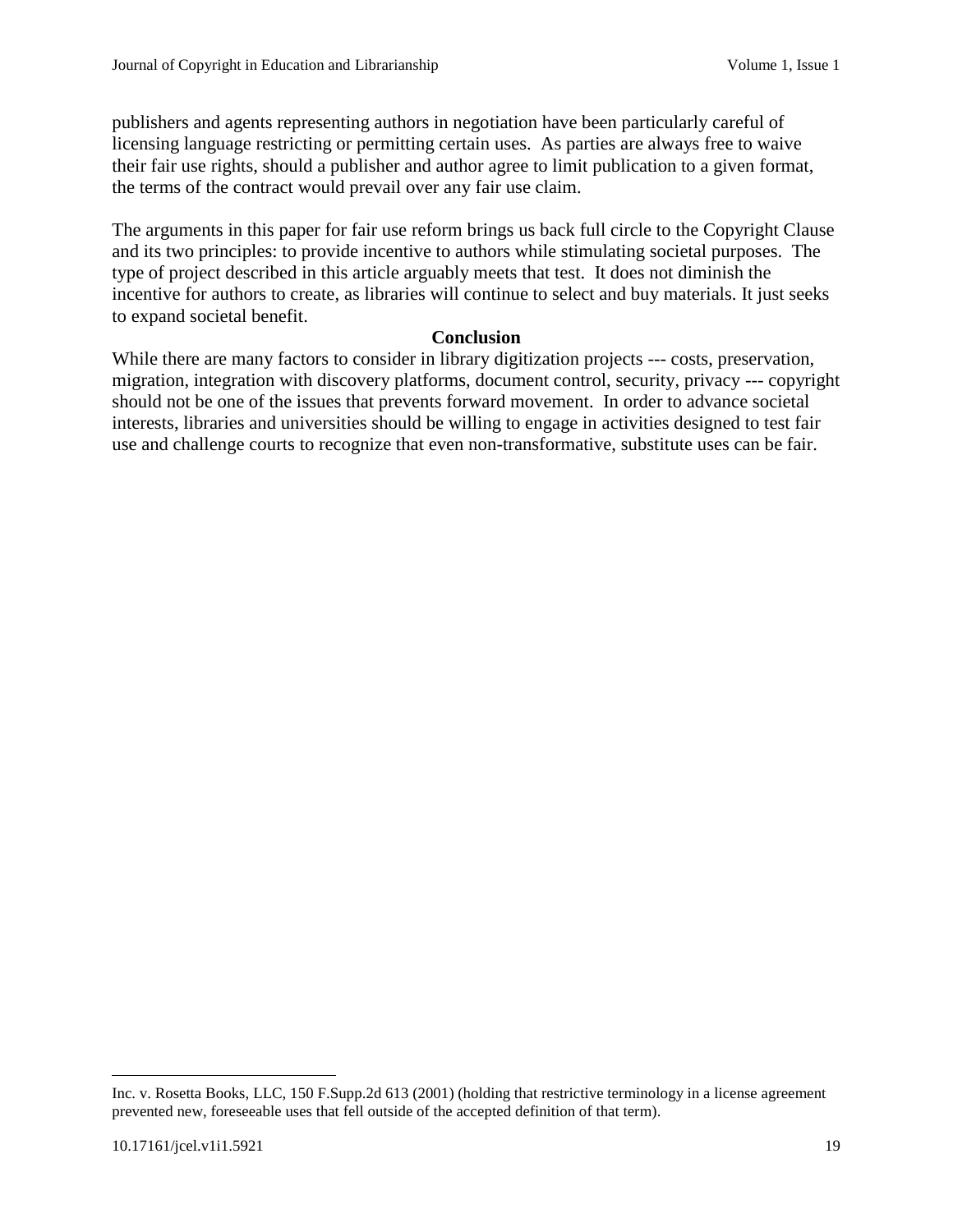publishers and agents representing authors in negotiation have been particularly careful of licensing language restricting or permitting certain uses. As parties are always free to waive their fair use rights, should a publisher and author agree to limit publication to a given format, the terms of the contract would prevail over any fair use claim.

The arguments in this paper for fair use reform brings us back full circle to the Copyright Clause and its two principles: to provide incentive to authors while stimulating societal purposes. The type of project described in this article arguably meets that test. It does not diminish the incentive for authors to create, as libraries will continue to select and buy materials. It just seeks to expand societal benefit.

## Conclusion

While there are many factors to consider in library digitization projects --- costs, preservation, migration, integration with discovery platforms, document control, security, privacy --- copyright should not be one of the issues that prevents forward movement. In order to advance societal interests, libraries and universities should be willing to engage in activities designed to test fair use and challenge courts to recognize that even non-transformative, substitute uses can be fair.

---

Inc. v. Rosetta Books, LLC, 150 F.Supp.2d 613 (2001) (holding that restrictive terminology in a license agreement prevented new, foreseeable uses that fell outside of the accepted definition of that term).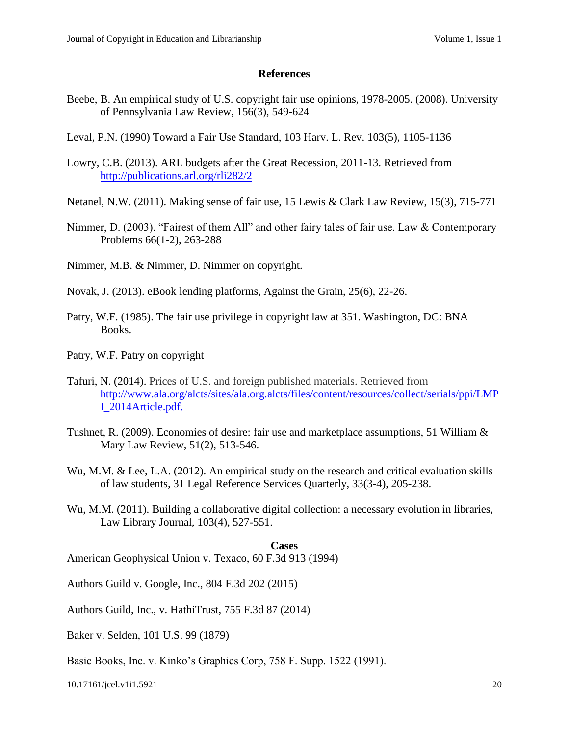## References

Beebe, B. An empirical study of U.S. copyright fair use opinions, 1978-2005. (2008). University of Pennsylvania Law Review, 156(3), 549-624

Leval, P.N. (1990) Toward a Fair Use Standard, 103 Harv. L. Rev. 103(5), 1105-1136

Lowry, C.B. (2013). ARL budgets after the Great Recession, 2011-13. Retrieved from http://publications.arl.org/rli282/2

Netanel, N.W. (2011). Making sense of fair use, 15 Lewis & Clark Law Review, 15(3), 715-771

Nimmer, D. (2003). "Fairest of them All" and other fairy tales of fair use. Law & Contemporary Problems 66(1-2), 263-288

Nimmer, M.B. & Nimmer, D. Nimmer on copyright.

Novak, J. (2013). eBook lending platforms, Against the Grain, 25(6), 22-26.

Patry, W.F. (1985). The fair use privilege in copyright law at 351. Washington, DC: BNA Books.

Patry, W.F. Patry on copyright

Tafuri, N. (2014). Prices of U.S. and foreign published materials. Retrieved from http://www.ala.org/alcts/sites/ala.org.alcts/files/content/resources/collect/serials/ppi/LMPI_2014Article.pdf.

Tushnet, R. (2009). Economies of desire: fair use and marketplace assumptions, 51 William & Mary Law Review, 51(2), 513-546.

Wu, M.M. & Lee, L.A. (2012). An empirical study on the research and critical evaluation skills of law students, 31 Legal Reference Services Quarterly, 33(3-4), 205-238.

Wu, M.M. (2011). Building a collaborative digital collection: a necessary evolution in libraries, Law Library Journal, 103(4), 527-551.

## Cases

American Geophysical Union v. Texaco, 60 F.3d 913 (1994)

Authors Guild v. Google, Inc., 804 F.3d 202 (2015)

Authors Guild, Inc., v. HathiTrust, 755 F.3d 87 (2014)

Baker v. Selden, 101 U.S. 99 (1879)

Basic Books, Inc. v. Kinko's Graphics Corp, 758 F. Supp. 1522 (1991).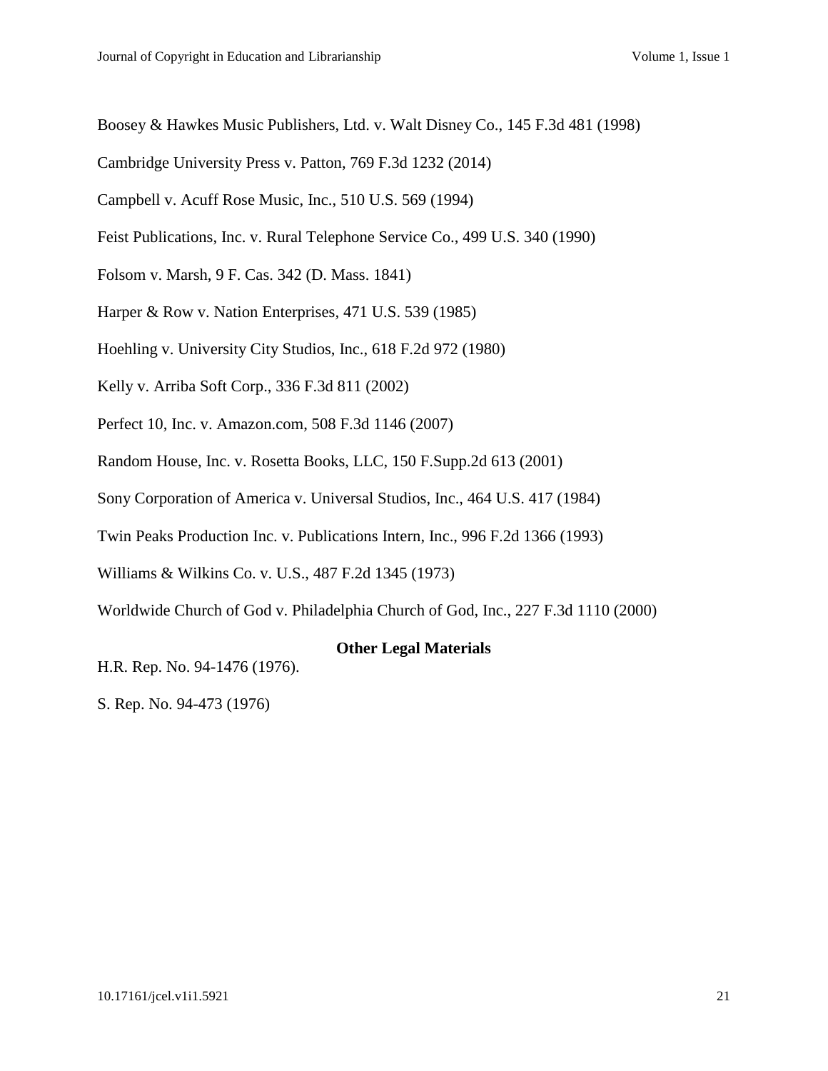Boosey & Hawkes Music Publishers, Ltd. v. Walt Disney Co., 145 F.3d 481 (1998)

Cambridge University Press v. Patton, 769 F.3d 1232 (2014)

Campbell v. Acuff Rose Music, Inc., 510 U.S. 569 (1994)

Feist Publications, Inc. v. Rural Telephone Service Co., 499 U.S. 340 (1990)

Folsom v. Marsh, 9 F. Cas. 342 (D. Mass. 1841)

Harper & Row v. Nation Enterprises, 471 U.S. 539 (1985)

Hoehling v. University City Studios, Inc., 618 F.2d 972 (1980)

Kelly v. Arriba Soft Corp., 336 F.3d 811 (2002)

Perfect 10, Inc. v. Amazon.com, 508 F.3d 1146 (2007)

Random House, Inc. v. Rosetta Books, LLC, 150 F.Supp.2d 613 (2001)

Sony Corporation of America v. Universal Studios, Inc., 464 U.S. 417 (1984)

Twin Peaks Production Inc. v. Publications Intern, Inc., 996 F.2d 1366 (1993)

Williams & Wilkins Co. v. U.S., 487 F.2d 1345 (1973)

Worldwide Church of God v. Philadelphia Church of God, Inc., 227 F.3d 1110 (2000)

**Other Legal Materials**

H.R. Rep. No. 94-1476 (1976).

S. Rep. No. 94-473 (1976)